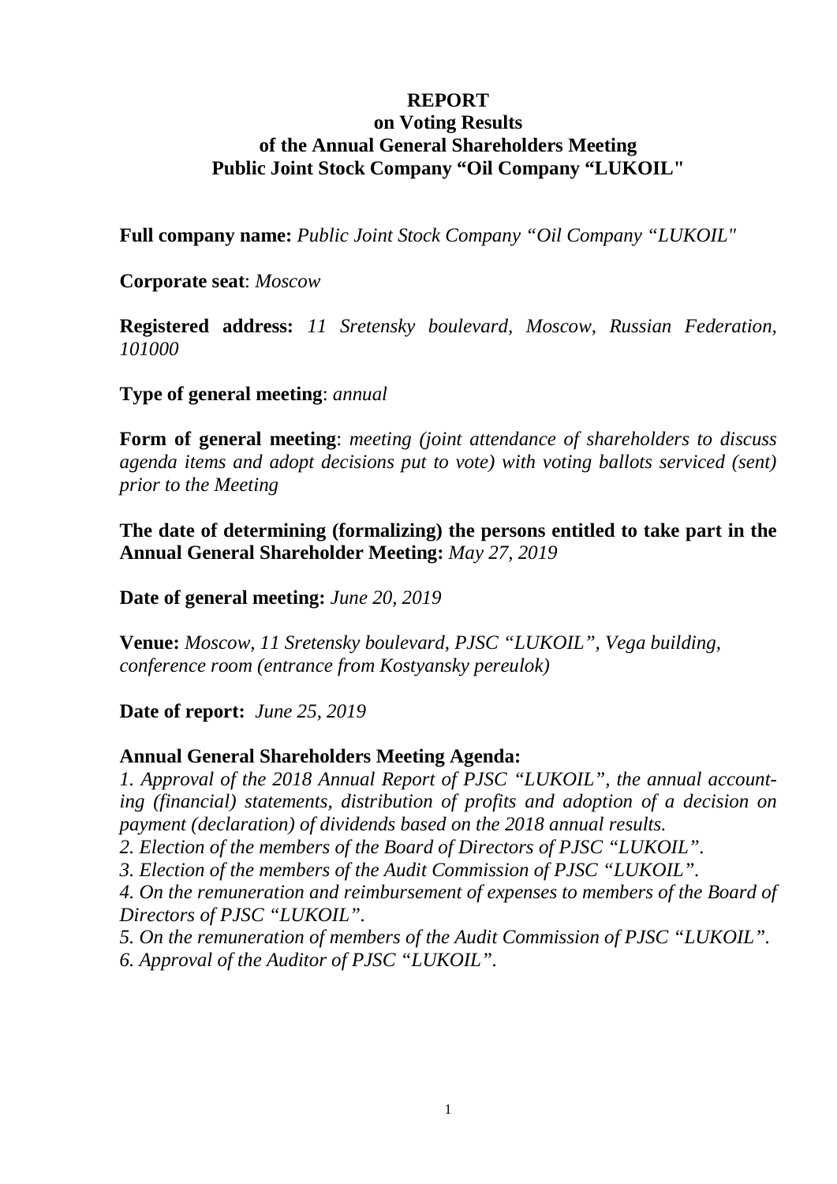# REPORT
## on Voting Results
## of the Annual General Shareholders Meeting
## Public Joint Stock Company "Oil Company "LUKOIL"

**Full company name:** *Public Joint Stock Company "Oil Company "LUKOIL"*

**Corporate seat**: *Moscow*

**Registered address:** *11 Sretensky boulevard, Moscow, Russian Federation, 101000*

**Type of general meeting**: *annual*

**Form of general meeting**: *meeting (joint attendance of shareholders to discuss agenda items and adopt decisions put to vote) with voting ballots serviced (sent) prior to the Meeting*

**The date of determining (formalizing) the persons entitled to take part in the Annual General Shareholder Meeting:** *May 27, 2019*

**Date of general meeting:** *June 20, 2019*

**Venue:** *Moscow, 11 Sretensky boulevard, PJSC "LUKOIL", Vega building, conference room (entrance from Kostyansky pereulok)*

**Date of report:** *June 25, 2019*

**Annual General Shareholders Meeting Agenda:**

*1. Approval of the 2018 Annual Report of PJSC "LUKOIL", the annual accounting (financial) statements, distribution of profits and adoption of a decision on payment (declaration) of dividends based on the 2018 annual results.*

*2. Election of the members of the Board of Directors of PJSC "LUKOIL".*

*3. Election of the members of the Audit Commission of PJSC "LUKOIL".*

*4. On the remuneration and reimbursement of expenses to members of the Board of Directors of PJSC "LUKOIL".*

*5. On the remuneration of members of the Audit Commission of PJSC "LUKOIL".*

*6. Approval of the Auditor of PJSC "LUKOIL".*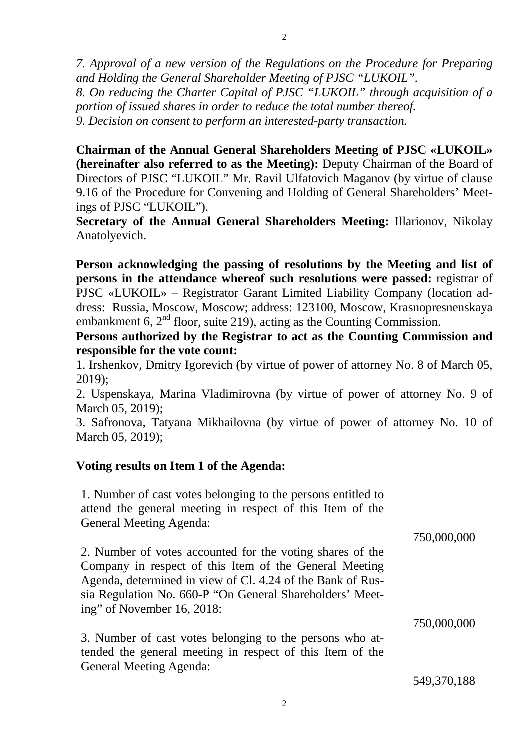*7. Approval of a new version of the Regulations on the Procedure for Preparing and Holding the General Shareholder Meeting of PJSC "LUKOIL".*
*8. On reducing the Charter Capital of PJSC "LUKOIL" through acquisition of a portion of issued shares in order to reduce the total number thereof.*
*9. Decision on consent to perform an interested-party transaction.*

**Chairman of the Annual General Shareholders Meeting of PJSC «LUKOIL» (hereinafter also referred to as the Meeting):** Deputy Chairman of the Board of Directors of PJSC "LUKOIL" Mr. Ravil Ulfatovich Maganov (by virtue of clause 9.16 of the Procedure for Convening and Holding of General Shareholders' Meetings of PJSC "LUKOIL").
**Secretary of the Annual General Shareholders Meeting:** Illarionov, Nikolay Anatolyevich.

**Person acknowledging the passing of resolutions by the Meeting and list of persons in the attendance whereof such resolutions were passed:** registrar of PJSC «LUKOIL» – Registrator Garant Limited Liability Company (location address: Russia, Moscow, Moscow; address: 123100, Moscow, Krasnopresnenskaya embankment 6, 2nd floor, suite 219), acting as the Counting Commission.
**Persons authorized by the Registrar to act as the Counting Commission and responsible for the vote count:**
1. Irshenkov, Dmitry Igorevich (by virtue of power of attorney No. 8 of March 05, 2019);
2. Uspenskaya, Marina Vladimirovna (by virtue of power of attorney No. 9 of March 05, 2019);
3. Safronova, Tatyana Mikhailovna (by virtue of power of attorney No. 10 of March 05, 2019);

**Voting results on Item 1 of the Agenda:**

| | |
|---|---|
| 1. Number of cast votes belonging to the persons entitled to attend the general meeting in respect of this Item of the General Meeting Agenda: | 750,000,000 |
| 2. Number of votes accounted for the voting shares of the Company in respect of this Item of the General Meeting Agenda, determined in view of Cl. 4.24 of the Bank of Russia Regulation No. 660-P "On General Shareholders' Meeting" of November 16, 2018: | 750,000,000 |
| 3. Number of cast votes belonging to the persons who attended the general meeting in respect of this Item of the General Meeting Agenda: | 549,370,188 |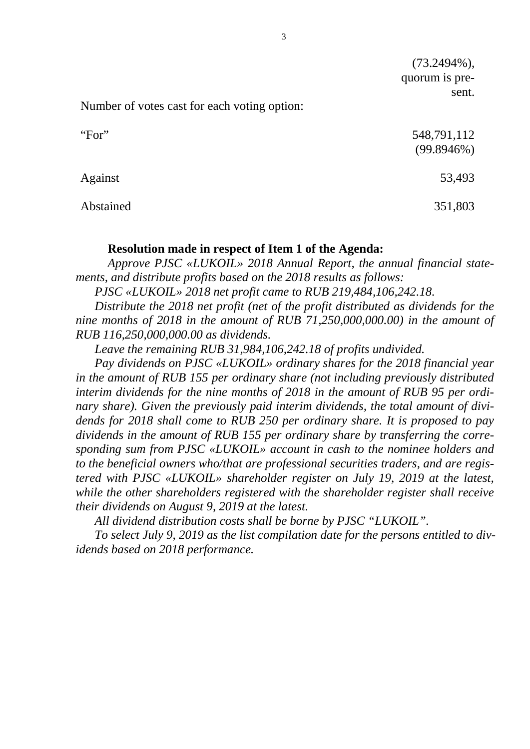(73.2494%), quorum is present.

| Number of votes cast for each voting option: | |
| --- | --- |
| "For" | 548,791,112 (99.8946%) |
| Against | 53,493 |
| Abstained | 351,803 |

**Resolution made in respect of Item 1 of the Agenda:**

*Approve PJSC «LUKOIL» 2018 Annual Report, the annual financial statements, and distribute profits based on the 2018 results as follows:*

*PJSC «LUKOIL» 2018 net profit came to RUB 219,484,106,242.18.*

*Distribute the 2018 net profit (net of the profit distributed as dividends for the nine months of 2018 in the amount of RUB 71,250,000,000.00) in the amount of RUB 116,250,000,000.00 as dividends.*

*Leave the remaining RUB 31,984,106,242.18 of profits undivided.*

*Pay dividends on PJSC «LUKOIL» ordinary shares for the 2018 financial year in the amount of RUB 155 per ordinary share (not including previously distributed interim dividends for the nine months of 2018 in the amount of RUB 95 per ordinary share). Given the previously paid interim dividends, the total amount of dividends for 2018 shall come to RUB 250 per ordinary share. It is proposed to pay dividends in the amount of RUB 155 per ordinary share by transferring the corresponding sum from PJSC «LUKOIL» account in cash to the nominee holders and to the beneficial owners who/that are professional securities traders, and are registered with PJSC «LUKOIL» shareholder register on July 19, 2019 at the latest, while the other shareholders registered with the shareholder register shall receive their dividends on August 9, 2019 at the latest.*

*All dividend distribution costs shall be borne by PJSC "LUKOIL".*

*To select July 9, 2019 as the list compilation date for the persons entitled to dividends based on 2018 performance.*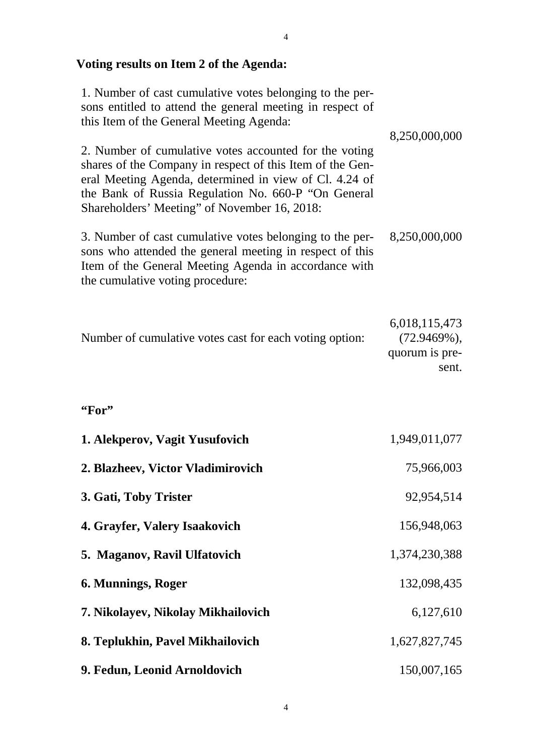**Voting results on Item 2 of the Agenda:**

| | |
|---|---|
| 1. Number of cast cumulative votes belonging to the persons entitled to attend the general meeting in respect of this Item of the General Meeting Agenda: | 8,250,000,000 |
| 2. Number of cumulative votes accounted for the voting shares of the Company in respect of this Item of the General Meeting Agenda, determined in view of Cl. 4.24 of the Bank of Russia Regulation No. 660-P "On General Shareholders' Meeting" of November 16, 2018: | 8,250,000,000 |
| 3. Number of cast cumulative votes belonging to the persons who attended the general meeting in respect of this Item of the General Meeting Agenda in accordance with the cumulative voting procedure: | 6,018,115,473 (72.9469%), quorum is present. |
| Number of cumulative votes cast for each voting option: | |

**"For"**

| | |
|---|---|
| **1. Alekperov, Vagit Yusufovich** | 1,949,011,077 |
| **2. Blazheev, Victor Vladimirovich** | 75,966,003 |
| **3. Gati, Toby Trister** | 92,954,514 |
| **4. Grayfer, Valery Isaakovich** | 156,948,063 |
| **5. Maganov, Ravil Ulfatovich** | 1,374,230,388 |
| **6. Munnings, Roger** | 132,098,435 |
| **7. Nikolayev, Nikolay Mikhailovich** | 6,127,610 |
| **8. Teplukhin, Pavel Mikhailovich** | 1,627,827,745 |
| **9. Fedun, Leonid Arnoldovich** | 150,007,165 |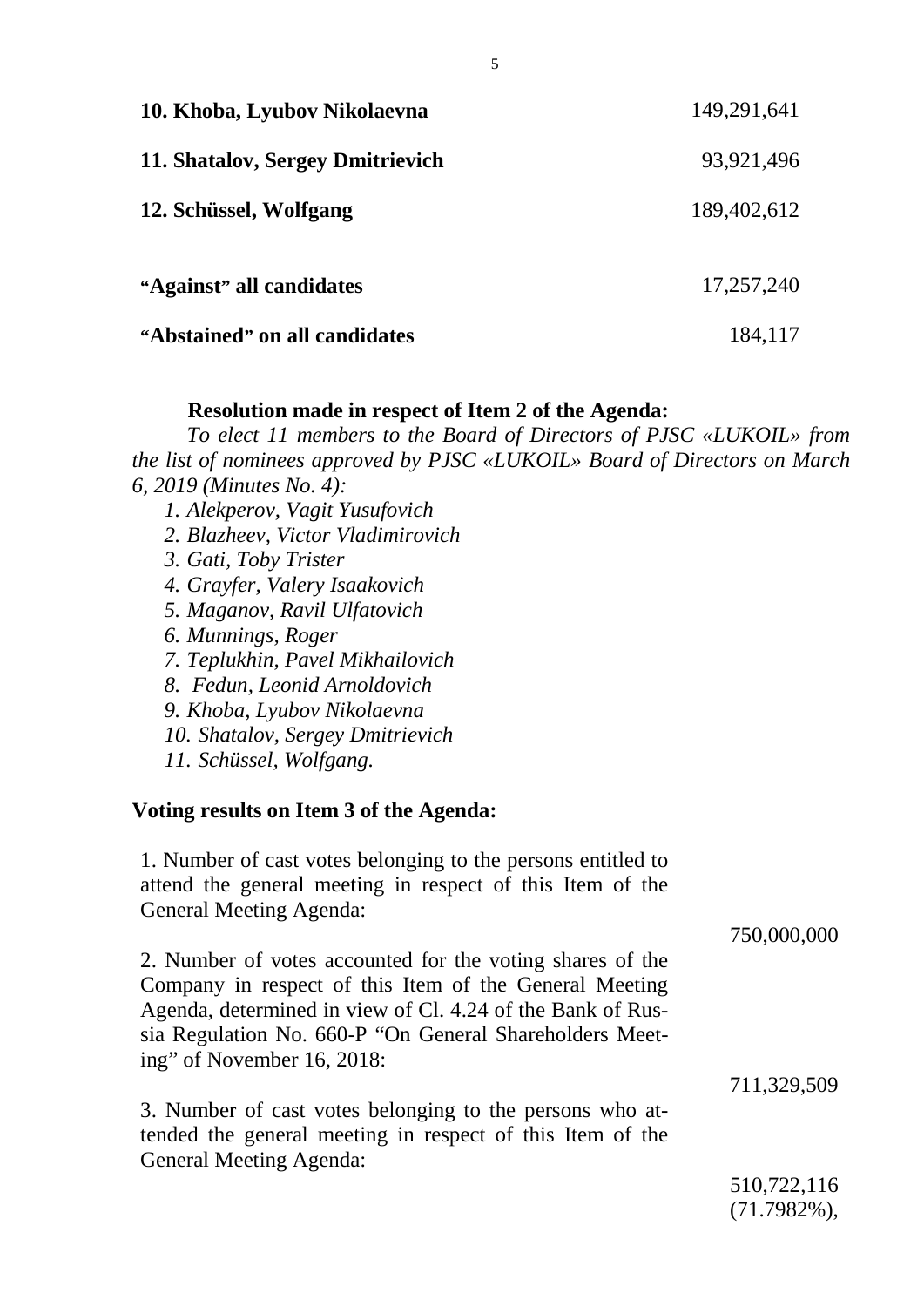| | |
|---|---|
| **10. Khoba, Lyubov Nikolaevna** | 149,291,641 |
| **11. Shatalov, Sergey Dmitrievich** | 93,921,496 |
| **12. Schüssel, Wolfgang** | 189,402,612 |
| **"Against" all candidates** | 17,257,240 |
| **"Abstained" on all candidates** | 184,117 |

**Resolution made in respect of Item 2 of the Agenda:**

*To elect 11 members to the Board of Directors of PJSC «LUKOIL» from the list of nominees approved by PJSC «LUKOIL» Board of Directors on March 6, 2019 (Minutes No. 4):*

*1. Alekperov, Vagit Yusufovich*
*2. Blazheev, Victor Vladimirovich*
*3. Gati, Toby Trister*
*4. Grayfer, Valery Isaakovich*
*5. Maganov, Ravil Ulfatovich*
*6. Munnings, Roger*
*7. Teplukhin, Pavel Mikhailovich*
*8. Fedun, Leonid Arnoldovich*
*9. Khoba, Lyubov Nikolaevna*
*10. Shatalov, Sergey Dmitrievich*
*11. Schüssel, Wolfgang.*

**Voting results on Item 3 of the Agenda:**

| | |
|---|---|
| 1. Number of cast votes belonging to the persons entitled to attend the general meeting in respect of this Item of the General Meeting Agenda: | 750,000,000 |
| 2. Number of votes accounted for the voting shares of the Company in respect of this Item of the General Meeting Agenda, determined in view of Cl. 4.24 of the Bank of Russia Regulation No. 660-P "On General Shareholders Meeting" of November 16, 2018: | 711,329,509 |
| 3. Number of cast votes belonging to the persons who attended the general meeting in respect of this Item of the General Meeting Agenda: | 510,722,116 (71.7982%), |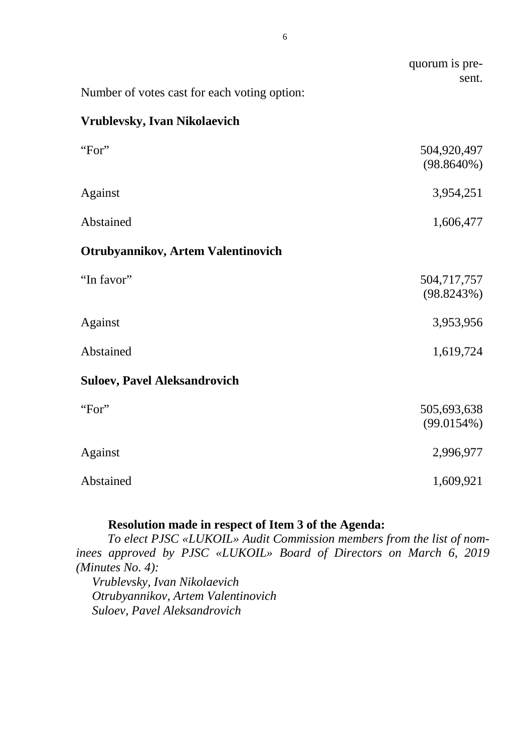quorum is present.

Number of votes cast for each voting option:

**Vrublevsky, Ivan Nikolaevich**

| | |
|---|---|
| “For” | 504,920,497 (98.8640%) |
| Against | 3,954,251 |
| Abstained | 1,606,477 |

**Otrubyannikov, Artem Valentinovich**

| | |
|---|---|
| “In favor” | 504,717,757 (98.8243%) |
| Against | 3,953,956 |
| Abstained | 1,619,724 |

**Suloev, Pavel Aleksandrovich**

| | |
|---|---|
| “For” | 505,693,638 (99.0154%) |
| Against | 2,996,977 |
| Abstained | 1,609,921 |

**Resolution made in respect of Item 3 of the Agenda:**

*To elect PJSC «LUKOIL» Audit Commission members from the list of nominees approved by PJSC «LUKOIL» Board of Directors on March 6, 2019 (Minutes No. 4):*

*Vrublevsky, Ivan Nikolaevich*
*Otrubyannikov, Artem Valentinovich*
*Suloev, Pavel Aleksandrovich*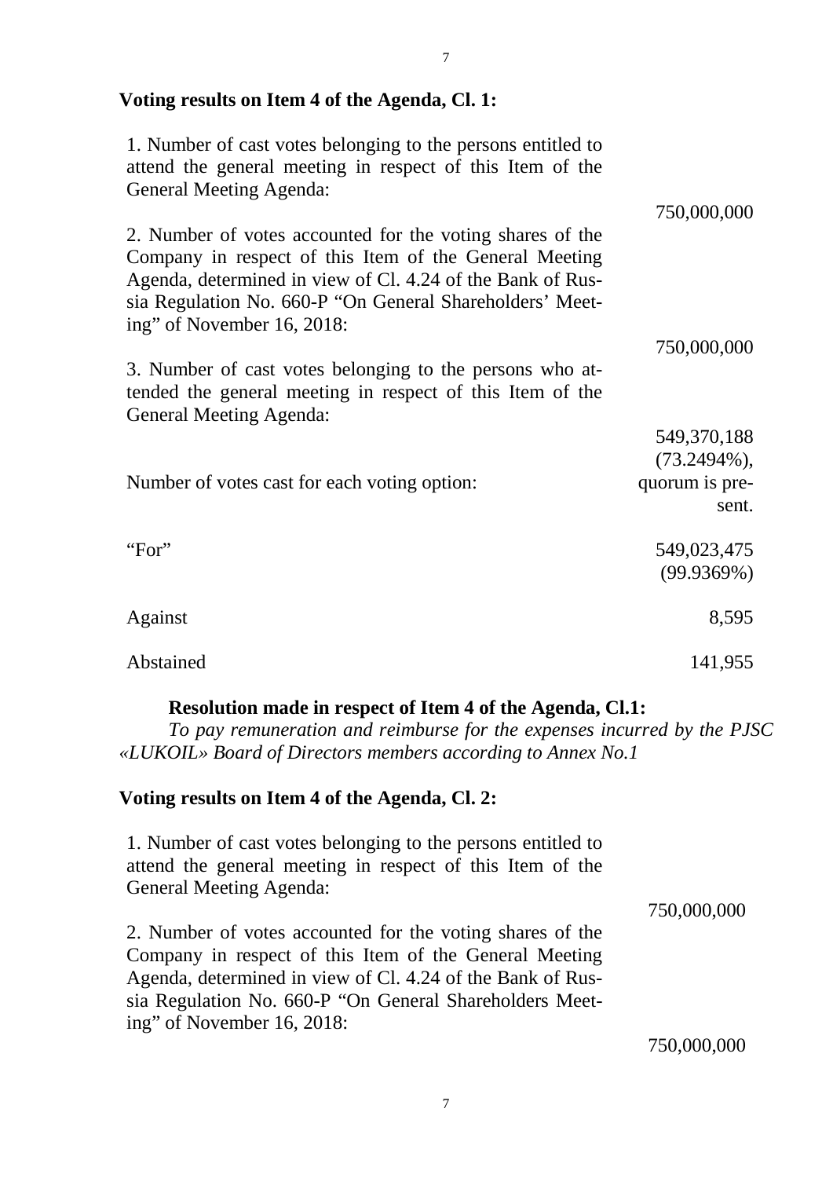**Voting results on Item 4 of the Agenda, Cl. 1:**

| | |
|---|---|
| 1. Number of cast votes belonging to the persons entitled to attend the general meeting in respect of this Item of the General Meeting Agenda: | 750,000,000 |
| 2. Number of votes accounted for the voting shares of the Company in respect of this Item of the General Meeting Agenda, determined in view of Cl. 4.24 of the Bank of Russia Regulation No. 660-P "On General Shareholders' Meeting" of November 16, 2018: | 750,000,000 |
| 3. Number of cast votes belonging to the persons who attended the general meeting in respect of this Item of the General Meeting Agenda: | 549,370,188 (73.2494%), quorum is present. |
| Number of votes cast for each voting option: | |
| "For" | 549,023,475 (99.9369%) |
| Against | 8,595 |
| Abstained | 141,955 |

**Resolution made in respect of Item 4 of the Agenda, Cl.1:**

*To pay remuneration and reimburse for the expenses incurred by the PJSC «LUKOIL» Board of Directors members according to Annex No.1*

**Voting results on Item 4 of the Agenda, Cl. 2:**

| | |
|---|---|
| 1. Number of cast votes belonging to the persons entitled to attend the general meeting in respect of this Item of the General Meeting Agenda: | 750,000,000 |
| 2. Number of votes accounted for the voting shares of the Company in respect of this Item of the General Meeting Agenda, determined in view of Cl. 4.24 of the Bank of Russia Regulation No. 660-P "On General Shareholders Meeting" of November 16, 2018: | 750,000,000 |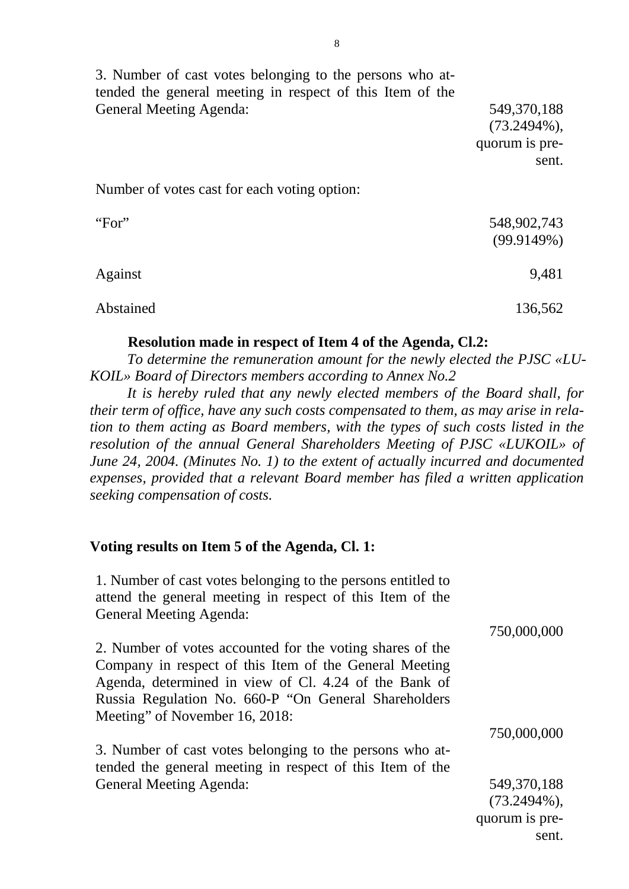| | |
|---|---|
| 3. Number of cast votes belonging to the persons who attended the general meeting in respect of this Item of the General Meeting Agenda: | 549,370,188 (73.2494%), quorum is present. |

Number of votes cast for each voting option:

| | |
|---|---|
| "For" | 548,902,743 (99.9149%) |
| Against | 9,481 |
| Abstained | 136,562 |

**Resolution made in respect of Item 4 of the Agenda, Cl.2:**

*To determine the remuneration amount for the newly elected the PJSC «LUKOIL» Board of Directors members according to Annex No.2*

*It is hereby ruled that any newly elected members of the Board shall, for their term of office, have any such costs compensated to them, as may arise in relation to them acting as Board members, with the types of such costs listed in the resolution of the annual General Shareholders Meeting of PJSC «LUKOIL» of June 24, 2004. (Minutes No. 1) to the extent of actually incurred and documented expenses, provided that a relevant Board member has filed a written application seeking compensation of costs.*

**Voting results on Item 5 of the Agenda, Cl. 1:**

| | |
|---|---|
| 1. Number of cast votes belonging to the persons entitled to attend the general meeting in respect of this Item of the General Meeting Agenda: | 750,000,000 |
| 2. Number of votes accounted for the voting shares of the Company in respect of this Item of the General Meeting Agenda, determined in view of Cl. 4.24 of the Bank of Russia Regulation No. 660-P "On General Shareholders Meeting" of November 16, 2018: | 750,000,000 |
| 3. Number of cast votes belonging to the persons who attended the general meeting in respect of this Item of the General Meeting Agenda: | 549,370,188 (73.2494%), quorum is present. |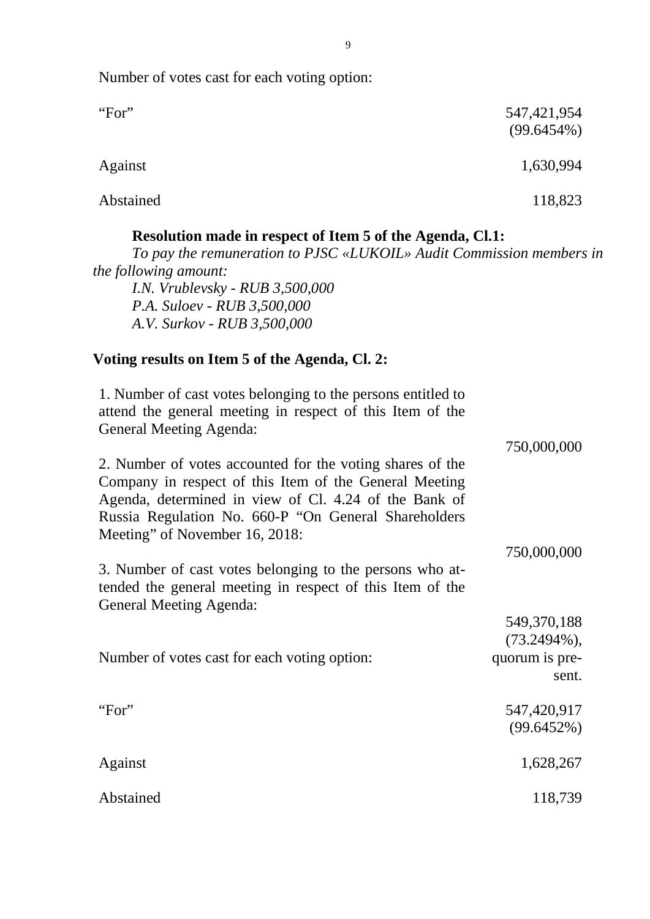Number of votes cast for each voting option:

| | |
|---|---|
| "For" | 547,421,954 (99.6454%) |
| Against | 1,630,994 |
| Abstained | 118,823 |

**Resolution made in respect of Item 5 of the Agenda, Cl.1:**

*To pay the remuneration to PJSC «LUKOIL» Audit Commission members in the following amount:*

*I.N. Vrublevsky - RUB 3,500,000*
*P.A. Suloev - RUB 3,500,000*
*A.V. Surkov - RUB 3,500,000*

**Voting results on Item 5 of the Agenda, Cl. 2:**

| | |
|---|---|
| 1. Number of cast votes belonging to the persons entitled to attend the general meeting in respect of this Item of the General Meeting Agenda: | 750,000,000 |
| 2. Number of votes accounted for the voting shares of the Company in respect of this Item of the General Meeting Agenda, determined in view of Cl. 4.24 of the Bank of Russia Regulation No. 660-P "On General Shareholders Meeting" of November 16, 2018: | 750,000,000 |
| 3. Number of cast votes belonging to the persons who attended the general meeting in respect of this Item of the General Meeting Agenda: | 549,370,188 (73.2494%), quorum is present. |

Number of votes cast for each voting option:

| | |
|---|---|
| "For" | 547,420,917 (99.6452%) |
| Against | 1,628,267 |
| Abstained | 118,739 |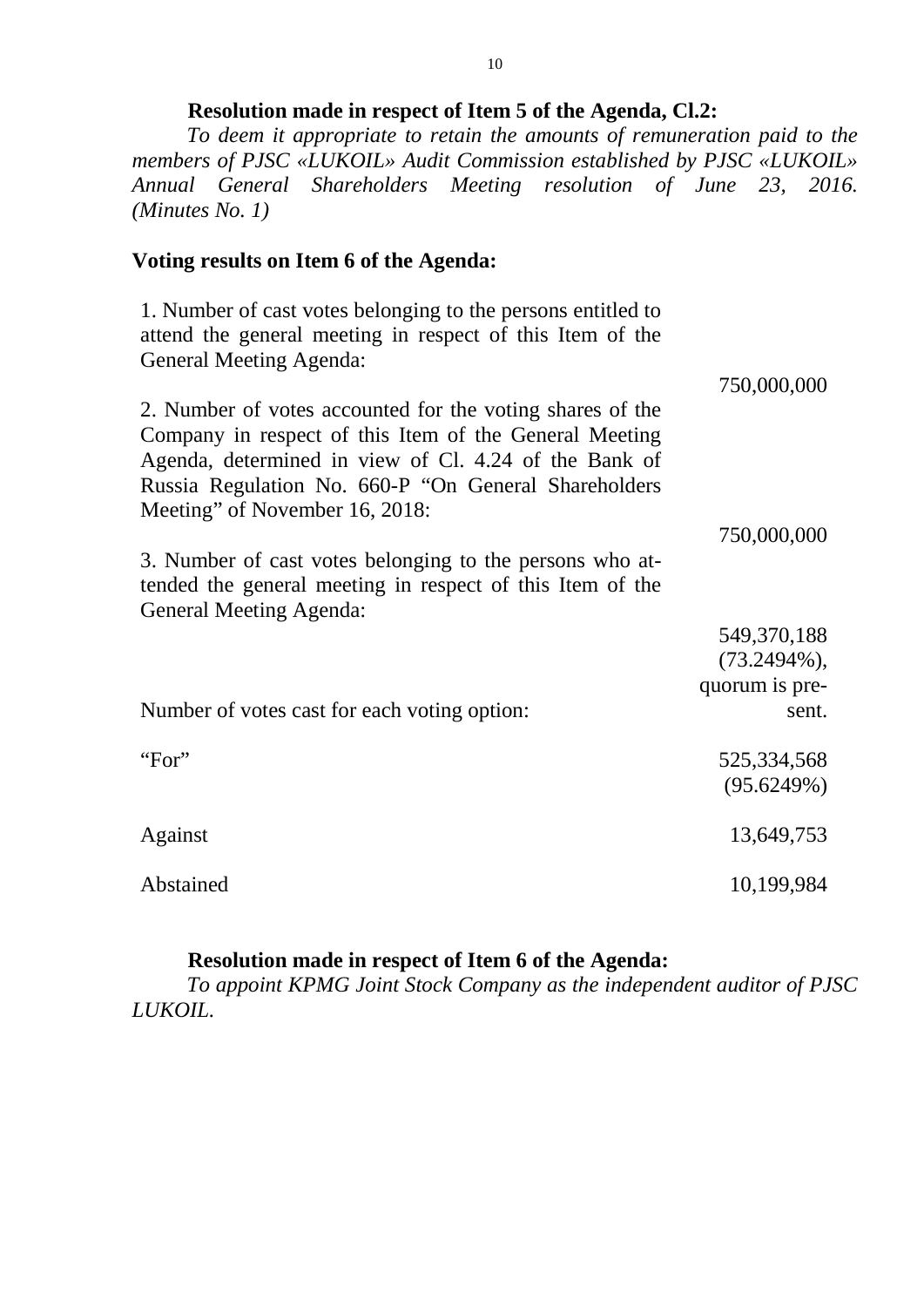**Resolution made in respect of Item 5 of the Agenda, Cl.2:**

*To deem it appropriate to retain the amounts of remuneration paid to the members of PJSC «LUKOIL» Audit Commission established by PJSC «LUKOIL» Annual General Shareholders Meeting resolution of June 23, 2016. (Minutes No. 1)*

**Voting results on Item 6 of the Agenda:**

| | |
|---|---|
| 1. Number of cast votes belonging to the persons entitled to attend the general meeting in respect of this Item of the General Meeting Agenda: | 750,000,000 |
| 2. Number of votes accounted for the voting shares of the Company in respect of this Item of the General Meeting Agenda, determined in view of Cl. 4.24 of the Bank of Russia Regulation No. 660-P "On General Shareholders Meeting" of November 16, 2018: | 750,000,000 |
| 3. Number of cast votes belonging to the persons who attended the general meeting in respect of this Item of the General Meeting Agenda: | 549,370,188 (73.2494%), quorum is present. |
| Number of votes cast for each voting option: | |
| "For" | 525,334,568 (95.6249%) |
| Against | 13,649,753 |
| Abstained | 10,199,984 |

**Resolution made in respect of Item 6 of the Agenda:**

*To appoint KPMG Joint Stock Company as the independent auditor of PJSC LUKOIL.*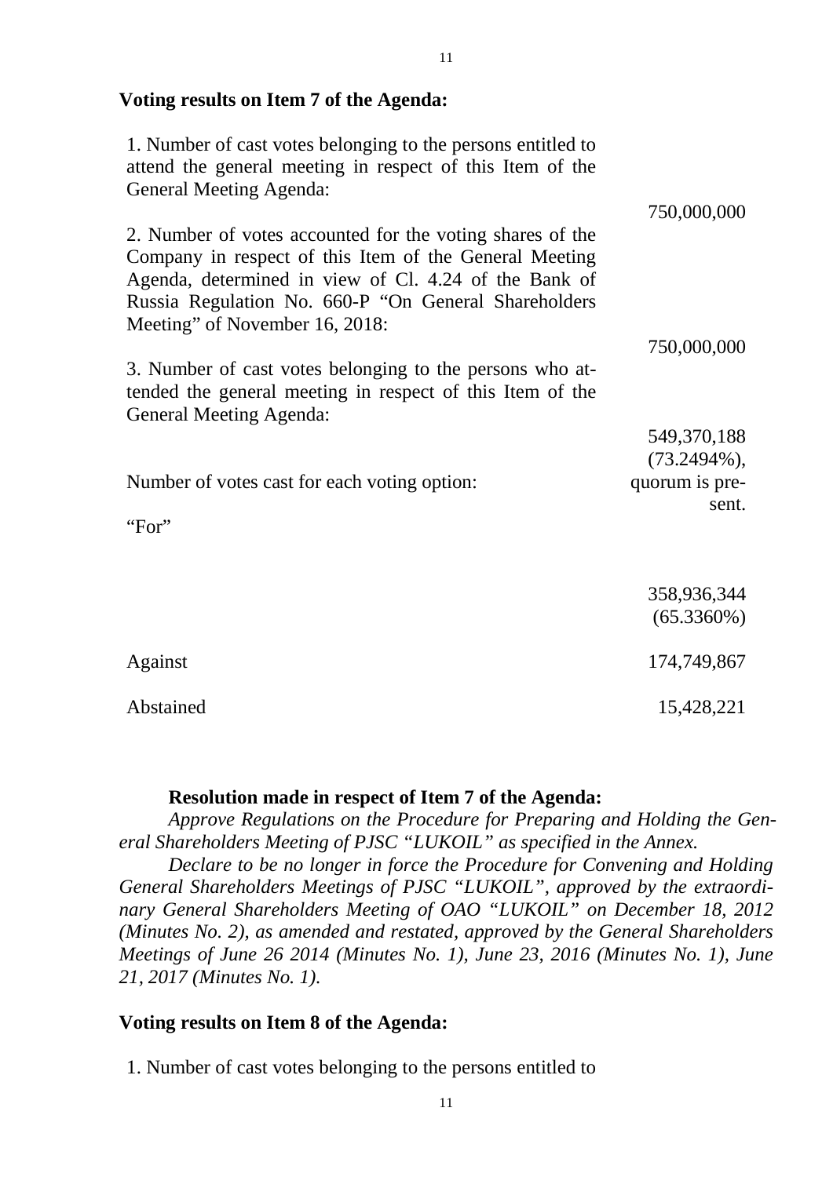**Voting results on Item 7 of the Agenda:**

| | |
|---|---|
| 1. Number of cast votes belonging to the persons entitled to attend the general meeting in respect of this Item of the General Meeting Agenda: | 750,000,000 |
| 2. Number of votes accounted for the voting shares of the Company in respect of this Item of the General Meeting Agenda, determined in view of Cl. 4.24 of the Bank of Russia Regulation No. 660-P "On General Shareholders Meeting" of November 16, 2018: | 750,000,000 |
| 3. Number of cast votes belonging to the persons who attended the general meeting in respect of this Item of the General Meeting Agenda: | 549,370,188 (73.2494%), quorum is present. |
| Number of votes cast for each voting option: | |
| "For" | 358,936,344 (65.3360%) |
| Against | 174,749,867 |
| Abstained | 15,428,221 |

**Resolution made in respect of Item 7 of the Agenda:**

*Approve Regulations on the Procedure for Preparing and Holding the General Shareholders Meeting of PJSC "LUKOIL" as specified in the Annex.*

*Declare to be no longer in force the Procedure for Convening and Holding General Shareholders Meetings of PJSC "LUKOIL", approved by the extraordinary General Shareholders Meeting of OAO "LUKOIL" on December 18, 2012 (Minutes No. 2), as amended and restated, approved by the General Shareholders Meetings of June 26 2014 (Minutes No. 1), June 23, 2016 (Minutes No. 1), June 21, 2017 (Minutes No. 1).*

**Voting results on Item 8 of the Agenda:**

1. Number of cast votes belonging to the persons entitled to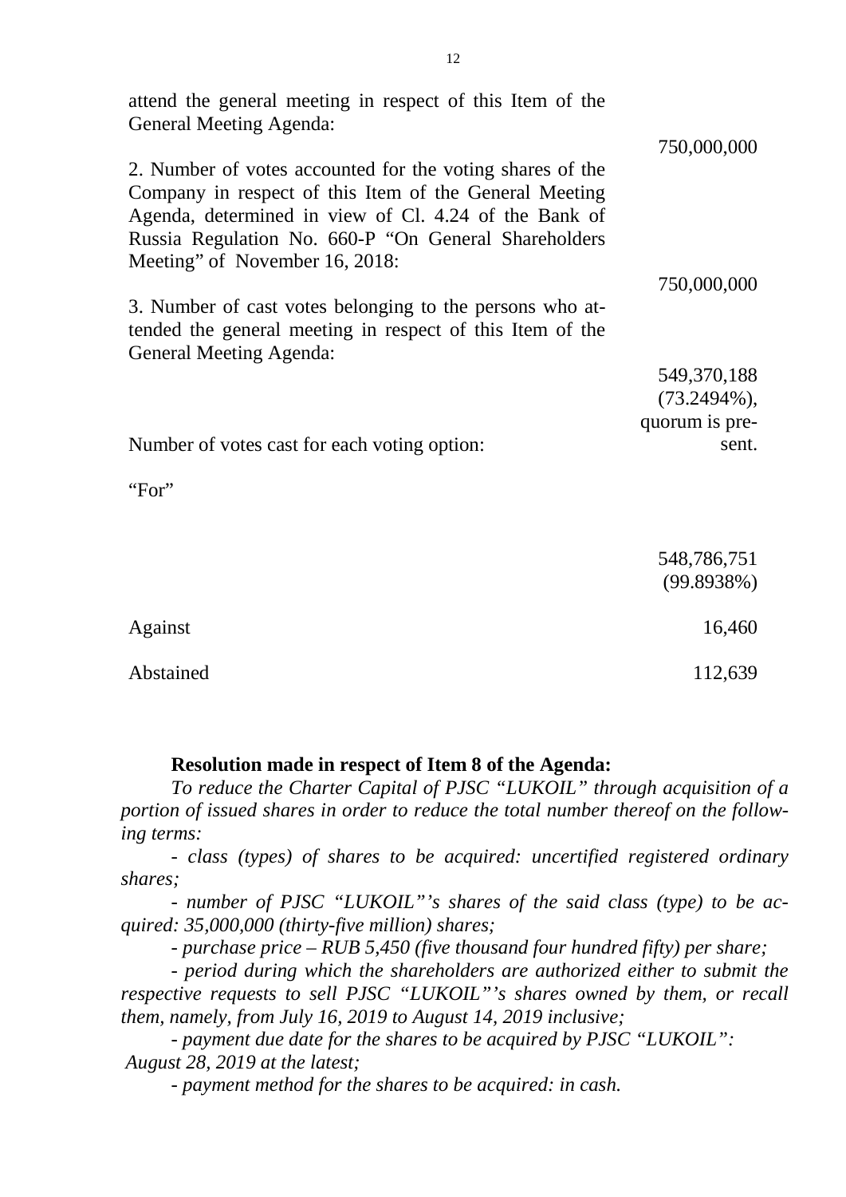| | |
|---|---|
| attend the general meeting in respect of this Item of the General Meeting Agenda: | 750,000,000 |
| 2. Number of votes accounted for the voting shares of the Company in respect of this Item of the General Meeting Agenda, determined in view of Cl. 4.24 of the Bank of Russia Regulation No. 660-P "On General Shareholders Meeting" of November 16, 2018: | 750,000,000 |
| 3. Number of cast votes belonging to the persons who attended the general meeting in respect of this Item of the General Meeting Agenda: | 549,370,188 (73.2494%), quorum is present. |
| Number of votes cast for each voting option: | |
| "For" | 548,786,751 (99.8938%) |
| Against | 16,460 |
| Abstained | 112,639 |

**Resolution made in respect of Item 8 of the Agenda:**

*To reduce the Charter Capital of PJSC "LUKOIL" through acquisition of a portion of issued shares in order to reduce the total number thereof on the following terms:*

*- class (types) of shares to be acquired: uncertified registered ordinary shares;*

*- number of PJSC "LUKOIL"'s shares of the said class (type) to be acquired: 35,000,000 (thirty-five million) shares;*

*- purchase price – RUB 5,450 (five thousand four hundred fifty) per share;*

*- period during which the shareholders are authorized either to submit the respective requests to sell PJSC "LUKOIL"'s shares owned by them, or recall them, namely, from July 16, 2019 to August 14, 2019 inclusive;*

*- payment due date for the shares to be acquired by PJSC "LUKOIL": August 28, 2019 at the latest;*

*- payment method for the shares to be acquired: in cash.*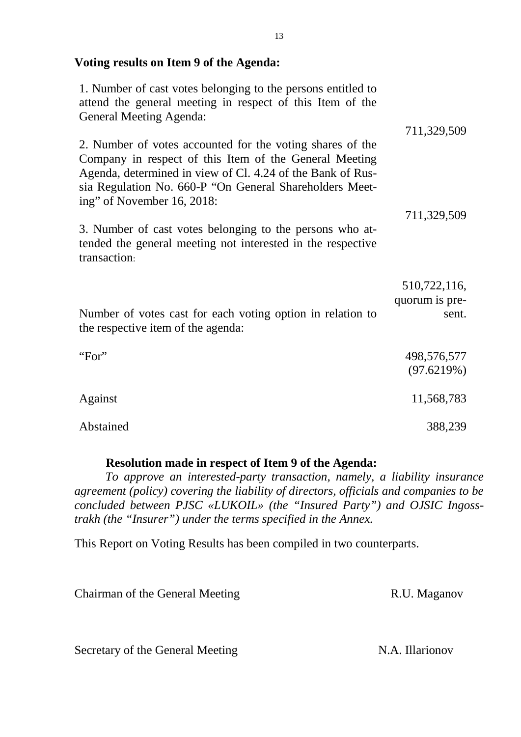**Voting results on Item 9 of the Agenda:**

| | |
|---|---|
| 1. Number of cast votes belonging to the persons entitled to attend the general meeting in respect of this Item of the General Meeting Agenda: | 711,329,509 |
| 2. Number of votes accounted for the voting shares of the Company in respect of this Item of the General Meeting Agenda, determined in view of Cl. 4.24 of the Bank of Russia Regulation No. 660-P "On General Shareholders Meeting" of November 16, 2018: | 711,329,509 |
| 3. Number of cast votes belonging to the persons who attended the general meeting not interested in the respective transaction: | 510,722,116, quorum is present. |
| Number of votes cast for each voting option in relation to the respective item of the agenda: | |
| "For" | 498,576,577 (97.6219%) |
| Against | 11,568,783 |
| Abstained | 388,239 |

**Resolution made in respect of Item 9 of the Agenda:**

*To approve an interested-party transaction, namely, a liability insurance agreement (policy) covering the liability of directors, officials and companies to be concluded between PJSC «LUKOIL» (the "Insured Party") and OJSIC Ingosstrakh (the "Insurer") under the terms specified in the Annex.*

This Report on Voting Results has been compiled in two counterparts.

Chairman of the General Meeting R.U. Maganov

Secretary of the General Meeting N.A. Illarionov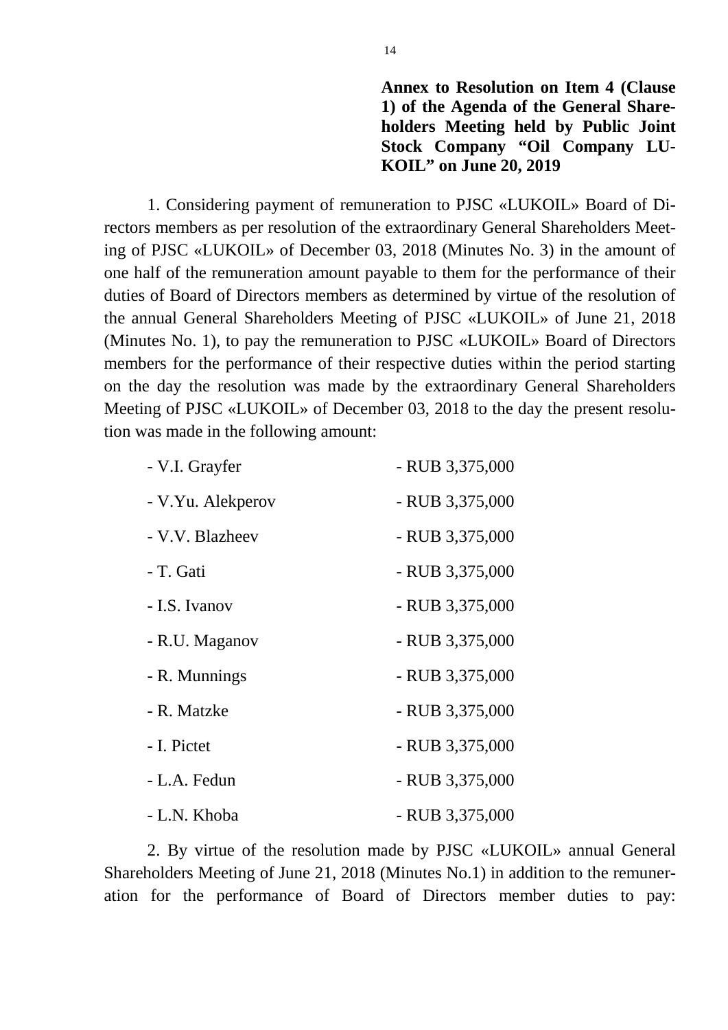**Annex to Resolution on Item 4 (Clause 1) of the Agenda of the General Shareholders Meeting held by Public Joint Stock Company “Oil Company LUKOIL” on June 20, 2019**

1. Considering payment of remuneration to PJSC «LUKOIL» Board of Directors members as per resolution of the extraordinary General Shareholders Meeting of PJSC «LUKOIL» of December 03, 2018 (Minutes No. 3) in the amount of one half of the remuneration amount payable to them for the performance of their duties of Board of Directors members as determined by virtue of the resolution of the annual General Shareholders Meeting of PJSC «LUKOIL» of June 21, 2018 (Minutes No. 1), to pay the remuneration to PJSC «LUKOIL» Board of Directors members for the performance of their respective duties within the period starting on the day the resolution was made by the extraordinary General Shareholders Meeting of PJSC «LUKOIL» of December 03, 2018 to the day the present resolution was made in the following amount:

| | |
|---|---|
| - V.I. Grayfer | - RUB 3,375,000 |
| - V.Yu. Alekperov | - RUB 3,375,000 |
| - V.V. Blazheev | - RUB 3,375,000 |
| - T. Gati | - RUB 3,375,000 |
| - I.S. Ivanov | - RUB 3,375,000 |
| - R.U. Maganov | - RUB 3,375,000 |
| - R. Munnings | - RUB 3,375,000 |
| - R. Matzke | - RUB 3,375,000 |
| - I. Pictet | - RUB 3,375,000 |
| - L.A. Fedun | - RUB 3,375,000 |
| - L.N. Khoba | - RUB 3,375,000 |

2. By virtue of the resolution made by PJSC «LUKOIL» annual General Shareholders Meeting of June 21, 2018 (Minutes No.1) in addition to the remuneration for the performance of Board of Directors member duties to pay: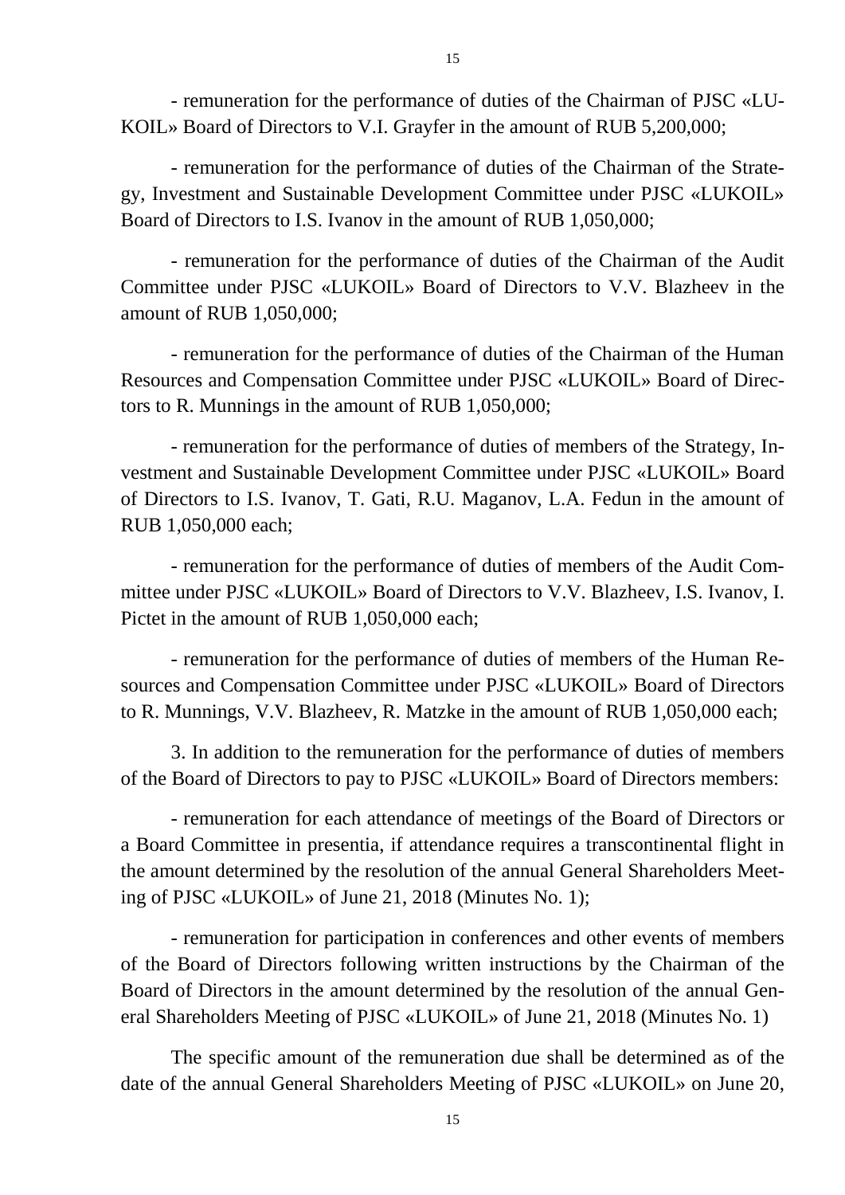- remuneration for the performance of duties of the Chairman of PJSC «LUKOIL» Board of Directors to V.I. Grayfer in the amount of RUB 5,200,000;

- remuneration for the performance of duties of the Chairman of the Strategy, Investment and Sustainable Development Committee under PJSC «LUKOIL» Board of Directors to I.S. Ivanov in the amount of RUB 1,050,000;

- remuneration for the performance of duties of the Chairman of the Audit Committee under PJSC «LUKOIL» Board of Directors to V.V. Blazheev in the amount of RUB 1,050,000;

- remuneration for the performance of duties of the Chairman of the Human Resources and Compensation Committee under PJSC «LUKOIL» Board of Directors to R. Munnings in the amount of RUB 1,050,000;

- remuneration for the performance of duties of members of the Strategy, Investment and Sustainable Development Committee under PJSC «LUKOIL» Board of Directors to I.S. Ivanov, T. Gati, R.U. Maganov, L.A. Fedun in the amount of RUB 1,050,000 each;

- remuneration for the performance of duties of members of the Audit Committee under PJSC «LUKOIL» Board of Directors to V.V. Blazheev, I.S. Ivanov, I. Pictet in the amount of RUB 1,050,000 each;

- remuneration for the performance of duties of members of the Human Resources and Compensation Committee under PJSC «LUKOIL» Board of Directors to R. Munnings, V.V. Blazheev, R. Matzke in the amount of RUB 1,050,000 each;

3. In addition to the remuneration for the performance of duties of members of the Board of Directors to pay to PJSC «LUKOIL» Board of Directors members:

- remuneration for each attendance of meetings of the Board of Directors or a Board Committee in presentia, if attendance requires a transcontinental flight in the amount determined by the resolution of the annual General Shareholders Meeting of PJSC «LUKOIL» of June 21, 2018 (Minutes No. 1);

- remuneration for participation in conferences and other events of members of the Board of Directors following written instructions by the Chairman of the Board of Directors in the amount determined by the resolution of the annual General Shareholders Meeting of PJSC «LUKOIL» of June 21, 2018 (Minutes No. 1)

The specific amount of the remuneration due shall be determined as of the date of the annual General Shareholders Meeting of PJSC «LUKOIL» on June 20,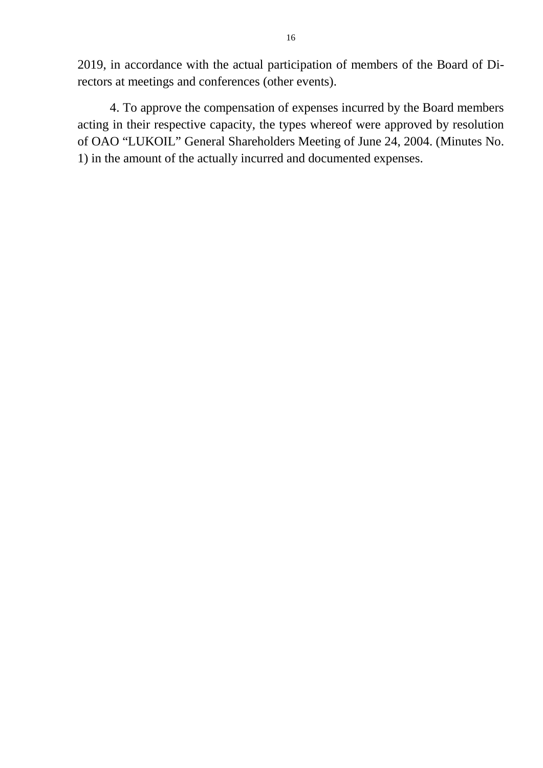2019, in accordance with the actual participation of members of the Board of Directors at meetings and conferences (other events).

4. To approve the compensation of expenses incurred by the Board members acting in their respective capacity, the types whereof were approved by resolution of OAO “LUKOIL” General Shareholders Meeting of June 24, 2004. (Minutes No. 1) in the amount of the actually incurred and documented expenses.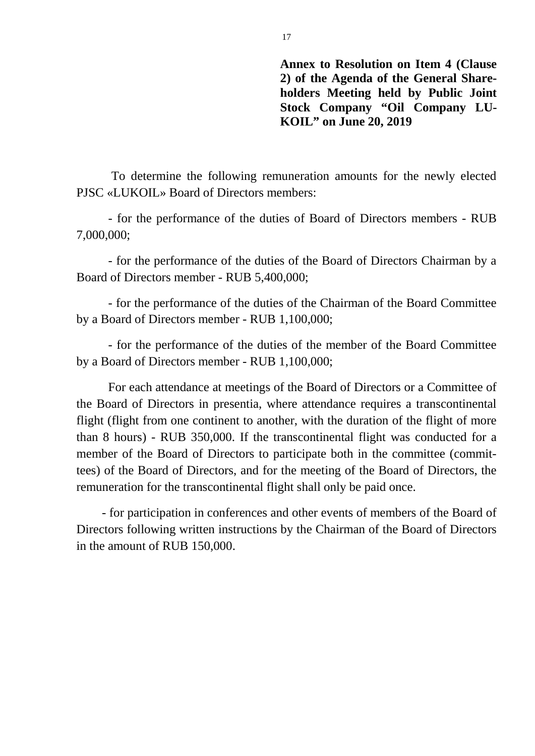**Annex to Resolution on Item 4 (Clause 2) of the Agenda of the General Shareholders Meeting held by Public Joint Stock Company “Oil Company LUKOIL” on June 20, 2019**

To determine the following remuneration amounts for the newly elected PJSC «LUKOIL» Board of Directors members:

- for the performance of the duties of Board of Directors members - RUB 7,000,000;

- for the performance of the duties of the Board of Directors Chairman by a Board of Directors member - RUB 5,400,000;

- for the performance of the duties of the Chairman of the Board Committee by a Board of Directors member - RUB 1,100,000;

- for the performance of the duties of the member of the Board Committee by a Board of Directors member - RUB 1,100,000;

For each attendance at meetings of the Board of Directors or a Committee of the Board of Directors in presentia, where attendance requires a transcontinental flight (flight from one continent to another, with the duration of the flight of more than 8 hours) - RUB 350,000. If the transcontinental flight was conducted for a member of the Board of Directors to participate both in the committee (committees) of the Board of Directors, and for the meeting of the Board of Directors, the remuneration for the transcontinental flight shall only be paid once.

- for participation in conferences and other events of members of the Board of Directors following written instructions by the Chairman of the Board of Directors in the amount of RUB 150,000.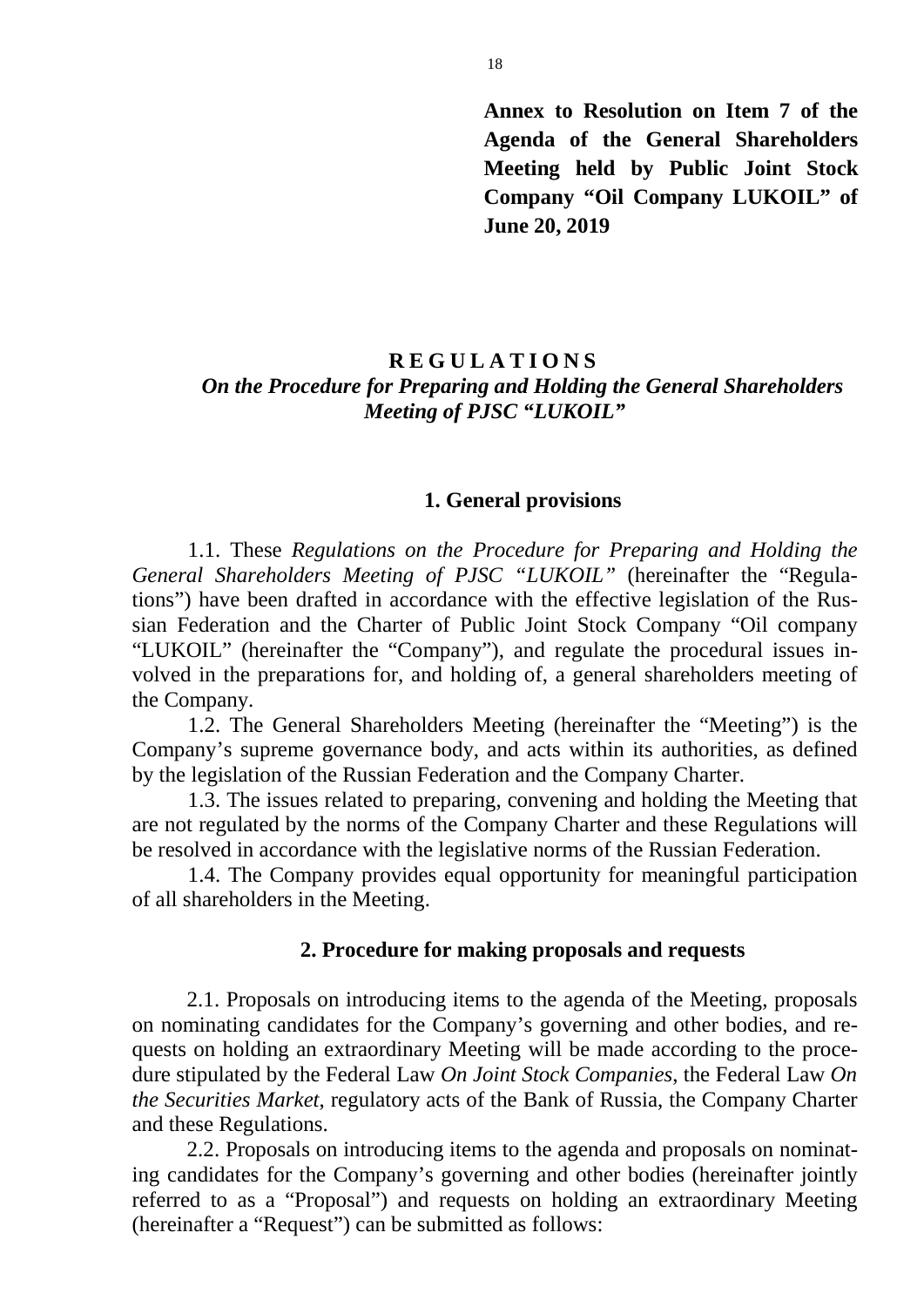**Annex to Resolution on Item 7 of the Agenda of the General Shareholders Meeting held by Public Joint Stock Company "Oil Company LUKOIL" of June 20, 2019**

# R E G U L A T I O N S

## *On the Procedure for Preparing and Holding the General Shareholders Meeting of PJSC "LUKOIL"*

### 1. General provisions

1.1. These *Regulations on the Procedure for Preparing and Holding the General Shareholders Meeting of PJSC "LUKOIL"* (hereinafter the "Regulations") have been drafted in accordance with the effective legislation of the Russian Federation and the Charter of Public Joint Stock Company "Oil company "LUKOIL" (hereinafter the "Company"), and regulate the procedural issues involved in the preparations for, and holding of, a general shareholders meeting of the Company.

1.2. The General Shareholders Meeting (hereinafter the "Meeting") is the Company's supreme governance body, and acts within its authorities, as defined by the legislation of the Russian Federation and the Company Charter.

1.3. The issues related to preparing, convening and holding the Meeting that are not regulated by the norms of the Company Charter and these Regulations will be resolved in accordance with the legislative norms of the Russian Federation.

1.4. The Company provides equal opportunity for meaningful participation of all shareholders in the Meeting.

### 2. Procedure for making proposals and requests

2.1. Proposals on introducing items to the agenda of the Meeting, proposals on nominating candidates for the Company's governing and other bodies, and requests on holding an extraordinary Meeting will be made according to the procedure stipulated by the Federal Law *On Joint Stock Companies*, the Federal Law *On the Securities Market*, regulatory acts of the Bank of Russia, the Company Charter and these Regulations.

2.2. Proposals on introducing items to the agenda and proposals on nominating candidates for the Company's governing and other bodies (hereinafter jointly referred to as a "Proposal") and requests on holding an extraordinary Meeting (hereinafter a "Request") can be submitted as follows: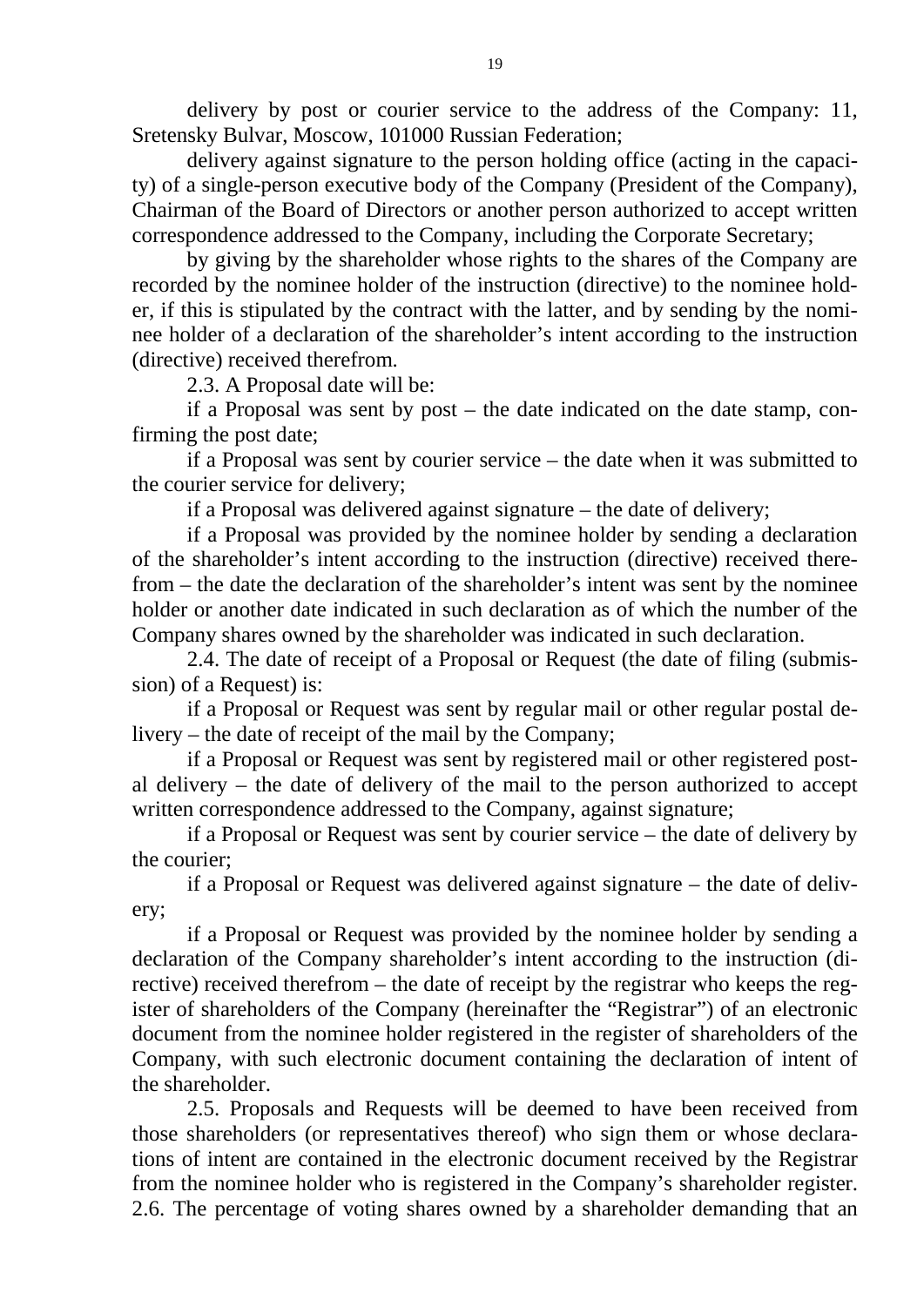delivery by post or courier service to the address of the Company: 11, Sretensky Bulvar, Moscow, 101000 Russian Federation;

delivery against signature to the person holding office (acting in the capacity) of a single-person executive body of the Company (President of the Company), Chairman of the Board of Directors or another person authorized to accept written correspondence addressed to the Company, including the Corporate Secretary;

by giving by the shareholder whose rights to the shares of the Company are recorded by the nominee holder of the instruction (directive) to the nominee holder, if this is stipulated by the contract with the latter, and by sending by the nominee holder of a declaration of the shareholder's intent according to the instruction (directive) received therefrom.

2.3. A Proposal date will be:

if a Proposal was sent by post – the date indicated on the date stamp, confirming the post date;

if a Proposal was sent by courier service – the date when it was submitted to the courier service for delivery;

if a Proposal was delivered against signature – the date of delivery;

if a Proposal was provided by the nominee holder by sending a declaration of the shareholder's intent according to the instruction (directive) received therefrom – the date the declaration of the shareholder's intent was sent by the nominee holder or another date indicated in such declaration as of which the number of the Company shares owned by the shareholder was indicated in such declaration.

2.4. The date of receipt of a Proposal or Request (the date of filing (submission) of a Request) is:

if a Proposal or Request was sent by regular mail or other regular postal delivery – the date of receipt of the mail by the Company;

if a Proposal or Request was sent by registered mail or other registered postal delivery – the date of delivery of the mail to the person authorized to accept written correspondence addressed to the Company, against signature;

if a Proposal or Request was sent by courier service – the date of delivery by the courier;

if a Proposal or Request was delivered against signature – the date of delivery;

if a Proposal or Request was provided by the nominee holder by sending a declaration of the Company shareholder's intent according to the instruction (directive) received therefrom – the date of receipt by the registrar who keeps the register of shareholders of the Company (hereinafter the "Registrar") of an electronic document from the nominee holder registered in the register of shareholders of the Company, with such electronic document containing the declaration of intent of the shareholder.

2.5. Proposals and Requests will be deemed to have been received from those shareholders (or representatives thereof) who sign them or whose declarations of intent are contained in the electronic document received by the Registrar from the nominee holder who is registered in the Company's shareholder register.

2.6. The percentage of voting shares owned by a shareholder demanding that an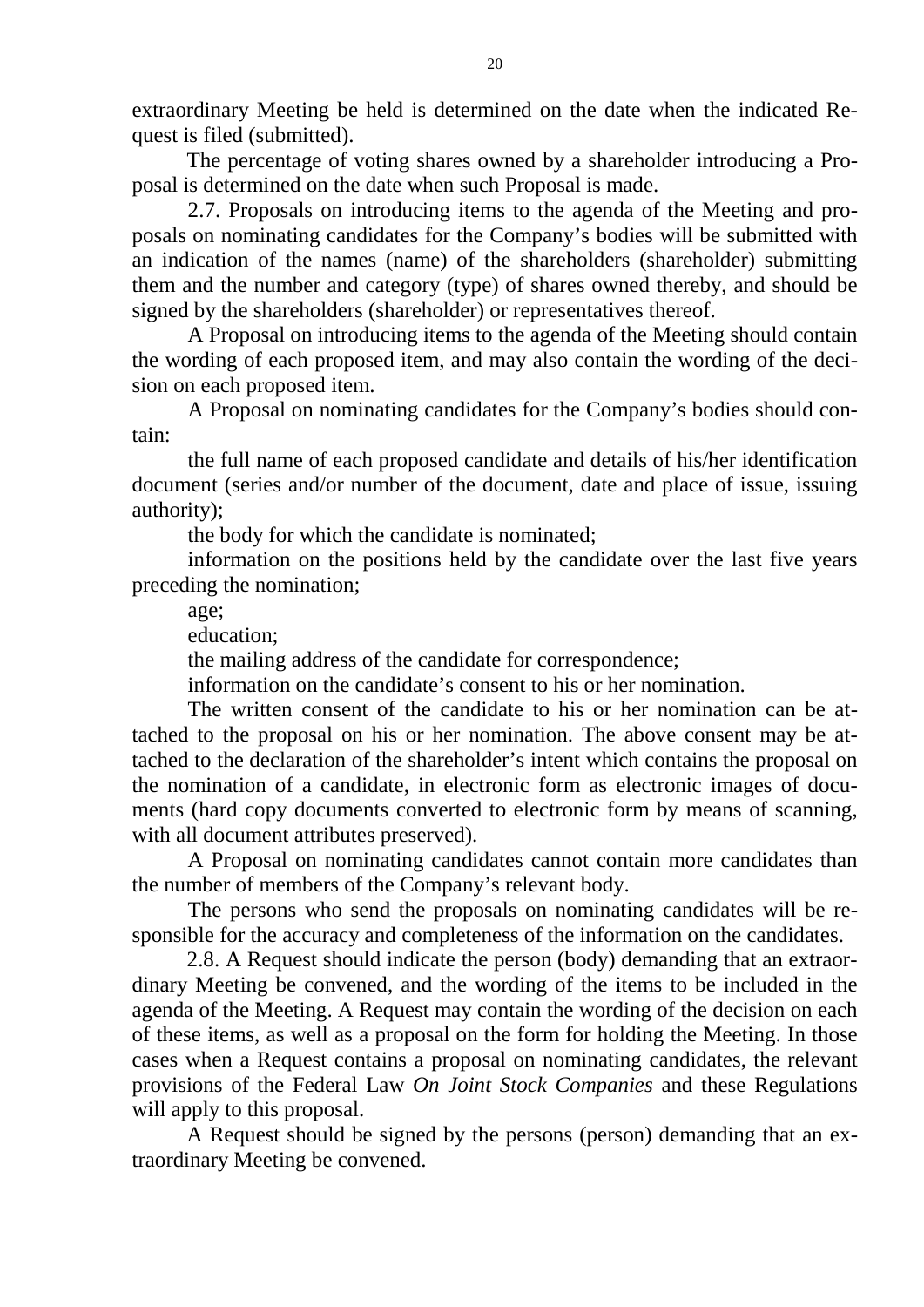extraordinary Meeting be held is determined on the date when the indicated Request is filed (submitted).

The percentage of voting shares owned by a shareholder introducing a Proposal is determined on the date when such Proposal is made.

2.7. Proposals on introducing items to the agenda of the Meeting and proposals on nominating candidates for the Company's bodies will be submitted with an indication of the names (name) of the shareholders (shareholder) submitting them and the number and category (type) of shares owned thereby, and should be signed by the shareholders (shareholder) or representatives thereof.

A Proposal on introducing items to the agenda of the Meeting should contain the wording of each proposed item, and may also contain the wording of the decision on each proposed item.

A Proposal on nominating candidates for the Company's bodies should contain:

the full name of each proposed candidate and details of his/her identification document (series and/or number of the document, date and place of issue, issuing authority);

the body for which the candidate is nominated;

information on the positions held by the candidate over the last five years preceding the nomination;

age;

education;

the mailing address of the candidate for correspondence;

information on the candidate's consent to his or her nomination.

The written consent of the candidate to his or her nomination can be attached to the proposal on his or her nomination. The above consent may be attached to the declaration of the shareholder's intent which contains the proposal on the nomination of a candidate, in electronic form as electronic images of documents (hard copy documents converted to electronic form by means of scanning, with all document attributes preserved).

A Proposal on nominating candidates cannot contain more candidates than the number of members of the Company's relevant body.

The persons who send the proposals on nominating candidates will be responsible for the accuracy and completeness of the information on the candidates.

2.8. A Request should indicate the person (body) demanding that an extraordinary Meeting be convened, and the wording of the items to be included in the agenda of the Meeting. A Request may contain the wording of the decision on each of these items, as well as a proposal on the form for holding the Meeting. In those cases when a Request contains a proposal on nominating candidates, the relevant provisions of the Federal Law *On Joint Stock Companies* and these Regulations will apply to this proposal.

A Request should be signed by the persons (person) demanding that an extraordinary Meeting be convened.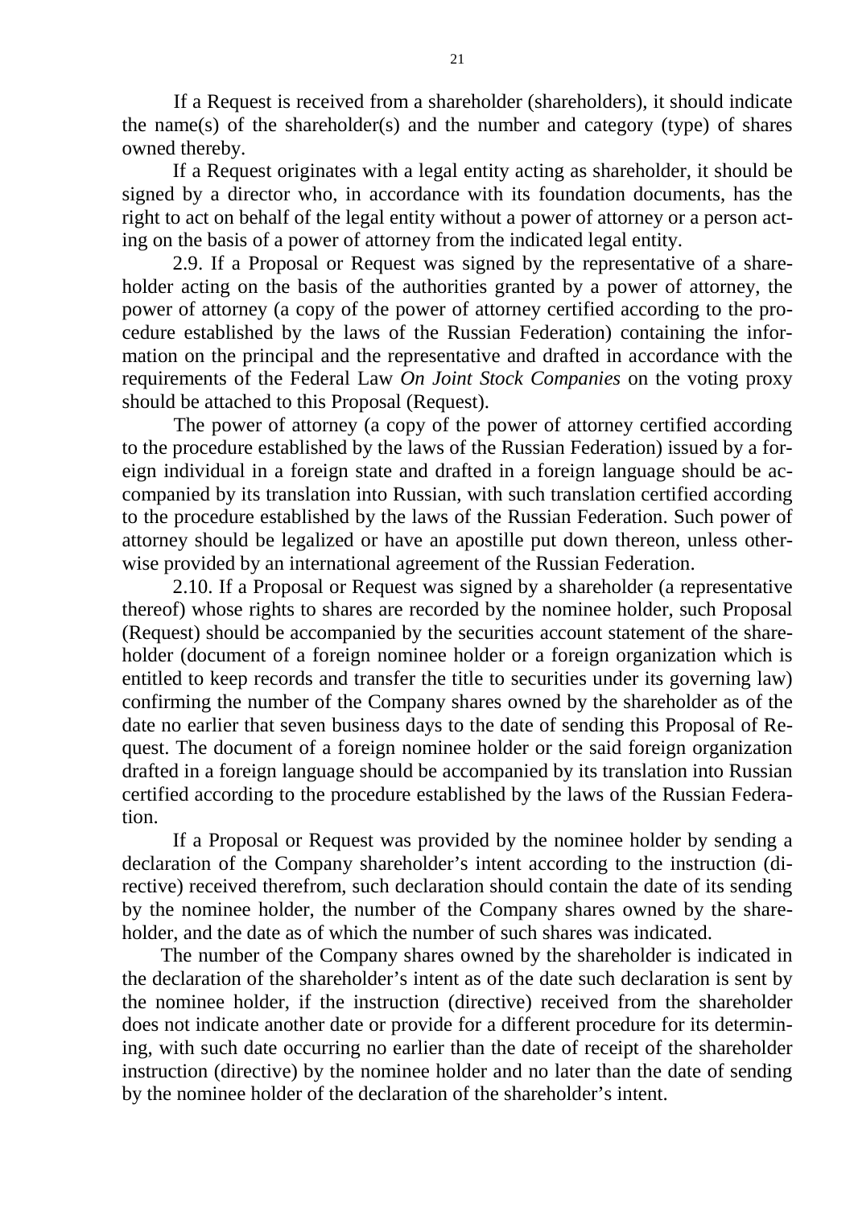If a Request is received from a shareholder (shareholders), it should indicate the name(s) of the shareholder(s) and the number and category (type) of shares owned thereby.

If a Request originates with a legal entity acting as shareholder, it should be signed by a director who, in accordance with its foundation documents, has the right to act on behalf of the legal entity without a power of attorney or a person acting on the basis of a power of attorney from the indicated legal entity.

2.9. If a Proposal or Request was signed by the representative of a shareholder acting on the basis of the authorities granted by a power of attorney, the power of attorney (a copy of the power of attorney certified according to the procedure established by the laws of the Russian Federation) containing the information on the principal and the representative and drafted in accordance with the requirements of the Federal Law *On Joint Stock Companies* on the voting proxy should be attached to this Proposal (Request).

The power of attorney (a copy of the power of attorney certified according to the procedure established by the laws of the Russian Federation) issued by a foreign individual in a foreign state and drafted in a foreign language should be accompanied by its translation into Russian, with such translation certified according to the procedure established by the laws of the Russian Federation. Such power of attorney should be legalized or have an apostille put down thereon, unless otherwise provided by an international agreement of the Russian Federation.

2.10. If a Proposal or Request was signed by a shareholder (a representative thereof) whose rights to shares are recorded by the nominee holder, such Proposal (Request) should be accompanied by the securities account statement of the shareholder (document of a foreign nominee holder or a foreign organization which is entitled to keep records and transfer the title to securities under its governing law) confirming the number of the Company shares owned by the shareholder as of the date no earlier that seven business days to the date of sending this Proposal of Request. The document of a foreign nominee holder or the said foreign organization drafted in a foreign language should be accompanied by its translation into Russian certified according to the procedure established by the laws of the Russian Federation.

If a Proposal or Request was provided by the nominee holder by sending a declaration of the Company shareholder's intent according to the instruction (directive) received therefrom, such declaration should contain the date of its sending by the nominee holder, the number of the Company shares owned by the shareholder, and the date as of which the number of such shares was indicated.

The number of the Company shares owned by the shareholder is indicated in the declaration of the shareholder's intent as of the date such declaration is sent by the nominee holder, if the instruction (directive) received from the shareholder does not indicate another date or provide for a different procedure for its determining, with such date occurring no earlier than the date of receipt of the shareholder instruction (directive) by the nominee holder and no later than the date of sending by the nominee holder of the declaration of the shareholder's intent.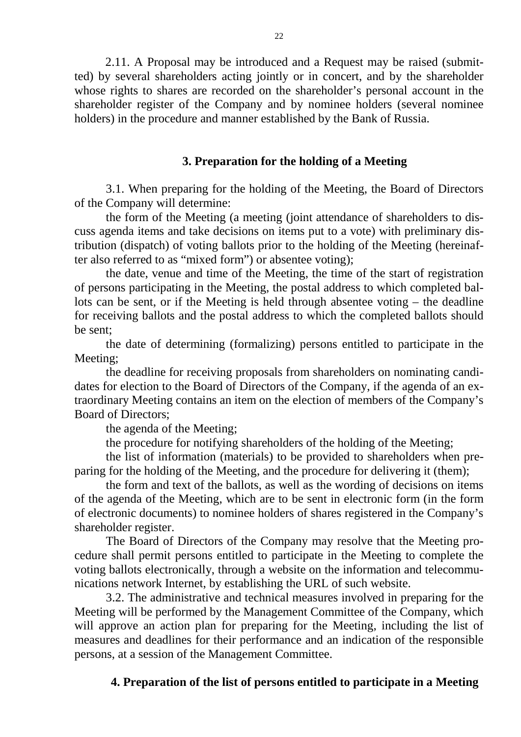2.11. A Proposal may be introduced and a Request may be raised (submitted) by several shareholders acting jointly or in concert, and by the shareholder whose rights to shares are recorded on the shareholder's personal account in the shareholder register of the Company and by nominee holders (several nominee holders) in the procedure and manner established by the Bank of Russia.

## 3. Preparation for the holding of a Meeting

3.1. When preparing for the holding of the Meeting, the Board of Directors of the Company will determine:

the form of the Meeting (a meeting (joint attendance of shareholders to discuss agenda items and take decisions on items put to a vote) with preliminary distribution (dispatch) of voting ballots prior to the holding of the Meeting (hereinafter also referred to as "mixed form") or absentee voting);

the date, venue and time of the Meeting, the time of the start of registration of persons participating in the Meeting, the postal address to which completed ballots can be sent, or if the Meeting is held through absentee voting – the deadline for receiving ballots and the postal address to which the completed ballots should be sent;

the date of determining (formalizing) persons entitled to participate in the Meeting;

the deadline for receiving proposals from shareholders on nominating candidates for election to the Board of Directors of the Company, if the agenda of an extraordinary Meeting contains an item on the election of members of the Company's Board of Directors;

the agenda of the Meeting;

the procedure for notifying shareholders of the holding of the Meeting;

the list of information (materials) to be provided to shareholders when preparing for the holding of the Meeting, and the procedure for delivering it (them);

the form and text of the ballots, as well as the wording of decisions on items of the agenda of the Meeting, which are to be sent in electronic form (in the form of electronic documents) to nominee holders of shares registered in the Company's shareholder register.

The Board of Directors of the Company may resolve that the Meeting procedure shall permit persons entitled to participate in the Meeting to complete the voting ballots electronically, through a website on the information and telecommunications network Internet, by establishing the URL of such website.

3.2. The administrative and technical measures involved in preparing for the Meeting will be performed by the Management Committee of the Company, which will approve an action plan for preparing for the Meeting, including the list of measures and deadlines for their performance and an indication of the responsible persons, at a session of the Management Committee.

## 4. Preparation of the list of persons entitled to participate in a Meeting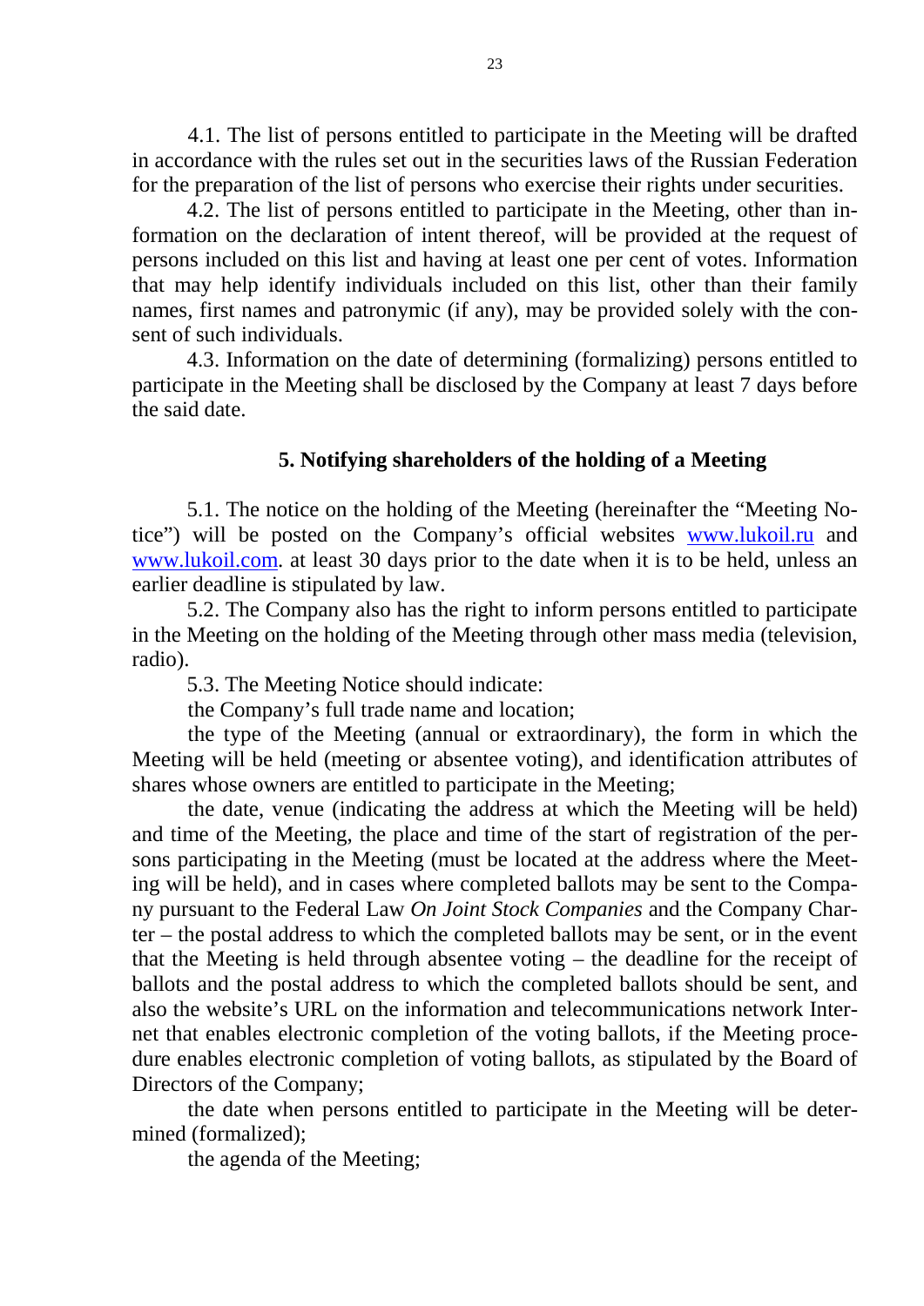4.1. The list of persons entitled to participate in the Meeting will be drafted in accordance with the rules set out in the securities laws of the Russian Federation for the preparation of the list of persons who exercise their rights under securities.

4.2. The list of persons entitled to participate in the Meeting, other than information on the declaration of intent thereof, will be provided at the request of persons included on this list and having at least one per cent of votes. Information that may help identify individuals included on this list, other than their family names, first names and patronymic (if any), may be provided solely with the consent of such individuals.

4.3. Information on the date of determining (formalizing) persons entitled to participate in the Meeting shall be disclosed by the Company at least 7 days before the said date.

## 5. Notifying shareholders of the holding of a Meeting

5.1. The notice on the holding of the Meeting (hereinafter the "Meeting Notice") will be posted on the Company's official websites [www.lukoil.ru](http://www.lukoil.ru) and [www.lukoil.com](http://www.lukoil.com). at least 30 days prior to the date when it is to be held, unless an earlier deadline is stipulated by law.

5.2. The Company also has the right to inform persons entitled to participate in the Meeting on the holding of the Meeting through other mass media (television, radio).

5.3. The Meeting Notice should indicate:

the Company's full trade name and location;

the type of the Meeting (annual or extraordinary), the form in which the Meeting will be held (meeting or absentee voting), and identification attributes of shares whose owners are entitled to participate in the Meeting;

the date, venue (indicating the address at which the Meeting will be held) and time of the Meeting, the place and time of the start of registration of the persons participating in the Meeting (must be located at the address where the Meeting will be held), and in cases where completed ballots may be sent to the Company pursuant to the Federal Law *On Joint Stock Companies* and the Company Charter – the postal address to which the completed ballots may be sent, or in the event that the Meeting is held through absentee voting – the deadline for the receipt of ballots and the postal address to which the completed ballots should be sent, and also the website's URL on the information and telecommunications network Internet that enables electronic completion of the voting ballots, if the Meeting procedure enables electronic completion of voting ballots, as stipulated by the Board of Directors of the Company;

the date when persons entitled to participate in the Meeting will be determined (formalized);

the agenda of the Meeting;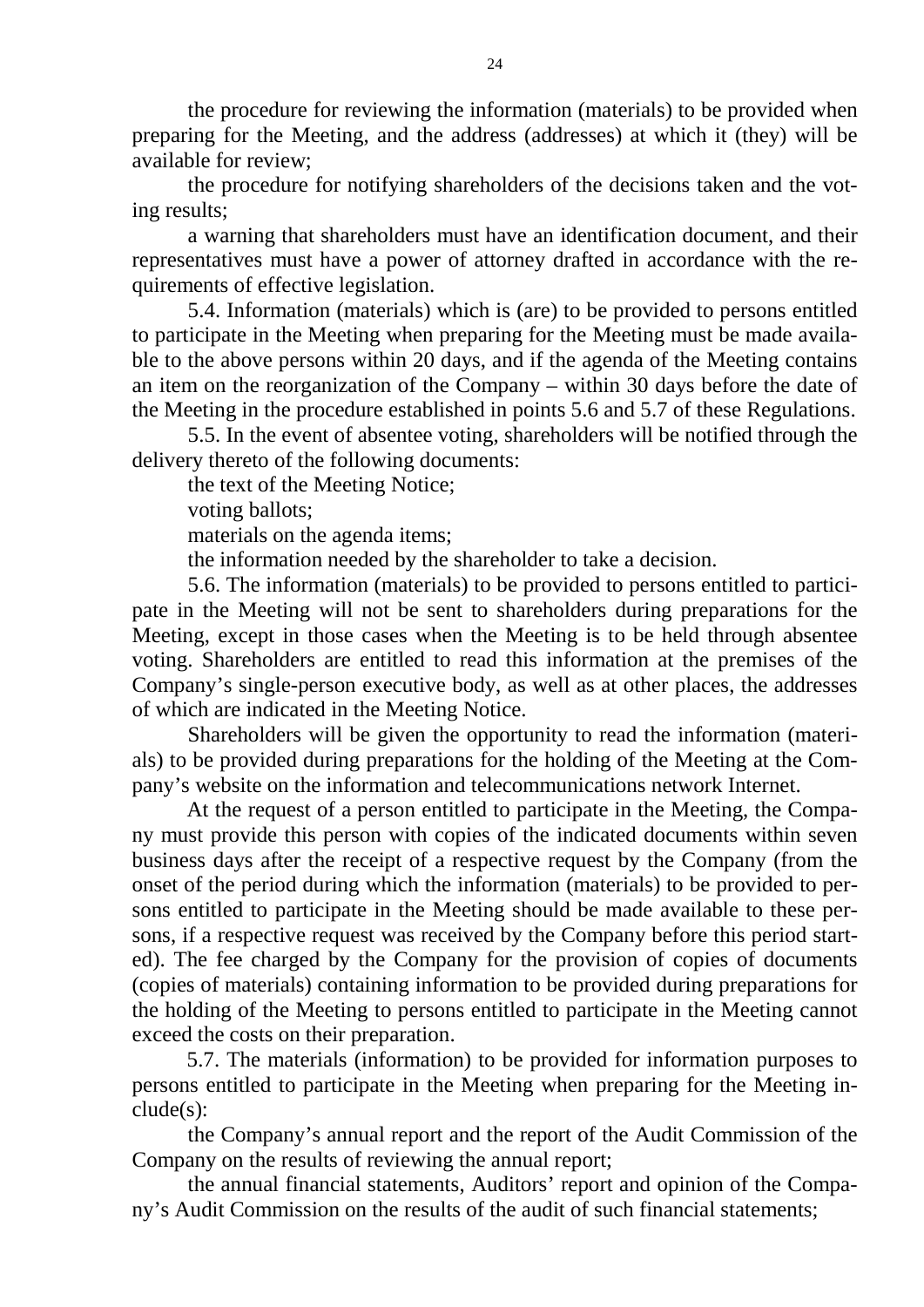the procedure for reviewing the information (materials) to be provided when preparing for the Meeting, and the address (addresses) at which it (they) will be available for review;

the procedure for notifying shareholders of the decisions taken and the voting results;

a warning that shareholders must have an identification document, and their representatives must have a power of attorney drafted in accordance with the requirements of effective legislation.

5.4. Information (materials) which is (are) to be provided to persons entitled to participate in the Meeting when preparing for the Meeting must be made available to the above persons within 20 days, and if the agenda of the Meeting contains an item on the reorganization of the Company – within 30 days before the date of the Meeting in the procedure established in points 5.6 and 5.7 of these Regulations.

5.5. In the event of absentee voting, shareholders will be notified through the delivery thereto of the following documents:

the text of the Meeting Notice;

voting ballots;

materials on the agenda items;

the information needed by the shareholder to take a decision.

5.6. The information (materials) to be provided to persons entitled to participate in the Meeting will not be sent to shareholders during preparations for the Meeting, except in those cases when the Meeting is to be held through absentee voting. Shareholders are entitled to read this information at the premises of the Company's single-person executive body, as well as at other places, the addresses of which are indicated in the Meeting Notice.

Shareholders will be given the opportunity to read the information (materials) to be provided during preparations for the holding of the Meeting at the Company's website on the information and telecommunications network Internet.

At the request of a person entitled to participate in the Meeting, the Company must provide this person with copies of the indicated documents within seven business days after the receipt of a respective request by the Company (from the onset of the period during which the information (materials) to be provided to persons entitled to participate in the Meeting should be made available to these persons, if a respective request was received by the Company before this period started). The fee charged by the Company for the provision of copies of documents (copies of materials) containing information to be provided during preparations for the holding of the Meeting to persons entitled to participate in the Meeting cannot exceed the costs on their preparation.

5.7. The materials (information) to be provided for information purposes to persons entitled to participate in the Meeting when preparing for the Meeting include(s):

the Company's annual report and the report of the Audit Commission of the Company on the results of reviewing the annual report;

the annual financial statements, Auditors' report and opinion of the Company's Audit Commission on the results of the audit of such financial statements;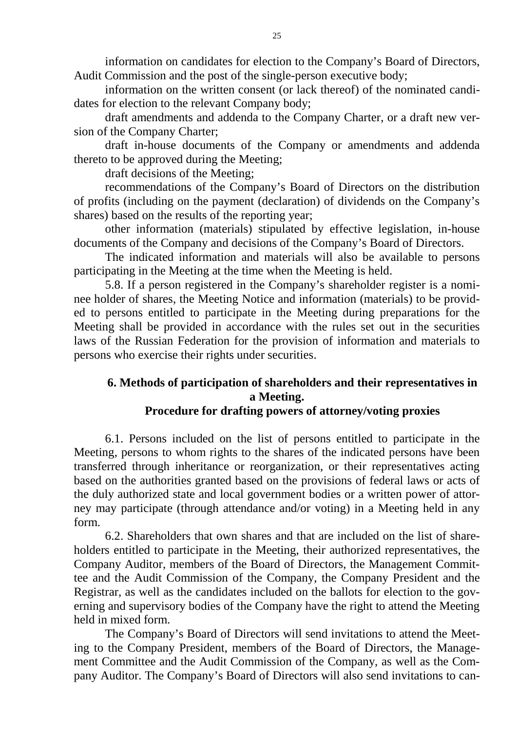information on candidates for election to the Company's Board of Directors, Audit Commission and the post of the single-person executive body;

information on the written consent (or lack thereof) of the nominated candidates for election to the relevant Company body;

draft amendments and addenda to the Company Charter, or a draft new version of the Company Charter;

draft in-house documents of the Company or amendments and addenda thereto to be approved during the Meeting;

draft decisions of the Meeting;

recommendations of the Company's Board of Directors on the distribution of profits (including on the payment (declaration) of dividends on the Company's shares) based on the results of the reporting year;

other information (materials) stipulated by effective legislation, in-house documents of the Company and decisions of the Company's Board of Directors.

The indicated information and materials will also be available to persons participating in the Meeting at the time when the Meeting is held.

5.8. If a person registered in the Company's shareholder register is a nominee holder of shares, the Meeting Notice and information (materials) to be provided to persons entitled to participate in the Meeting during preparations for the Meeting shall be provided in accordance with the rules set out in the securities laws of the Russian Federation for the provision of information and materials to persons who exercise their rights under securities.

## 6. Methods of participation of shareholders and their representatives in a Meeting. Procedure for drafting powers of attorney/voting proxies

6.1. Persons included on the list of persons entitled to participate in the Meeting, persons to whom rights to the shares of the indicated persons have been transferred through inheritance or reorganization, or their representatives acting based on the authorities granted based on the provisions of federal laws or acts of the duly authorized state and local government bodies or a written power of attorney may participate (through attendance and/or voting) in a Meeting held in any form.

6.2. Shareholders that own shares and that are included on the list of shareholders entitled to participate in the Meeting, their authorized representatives, the Company Auditor, members of the Board of Directors, the Management Committee and the Audit Commission of the Company, the Company President and the Registrar, as well as the candidates included on the ballots for election to the governing and supervisory bodies of the Company have the right to attend the Meeting held in mixed form.

The Company's Board of Directors will send invitations to attend the Meeting to the Company President, members of the Board of Directors, the Management Committee and the Audit Commission of the Company, as well as the Company Auditor. The Company's Board of Directors will also send invitations to can-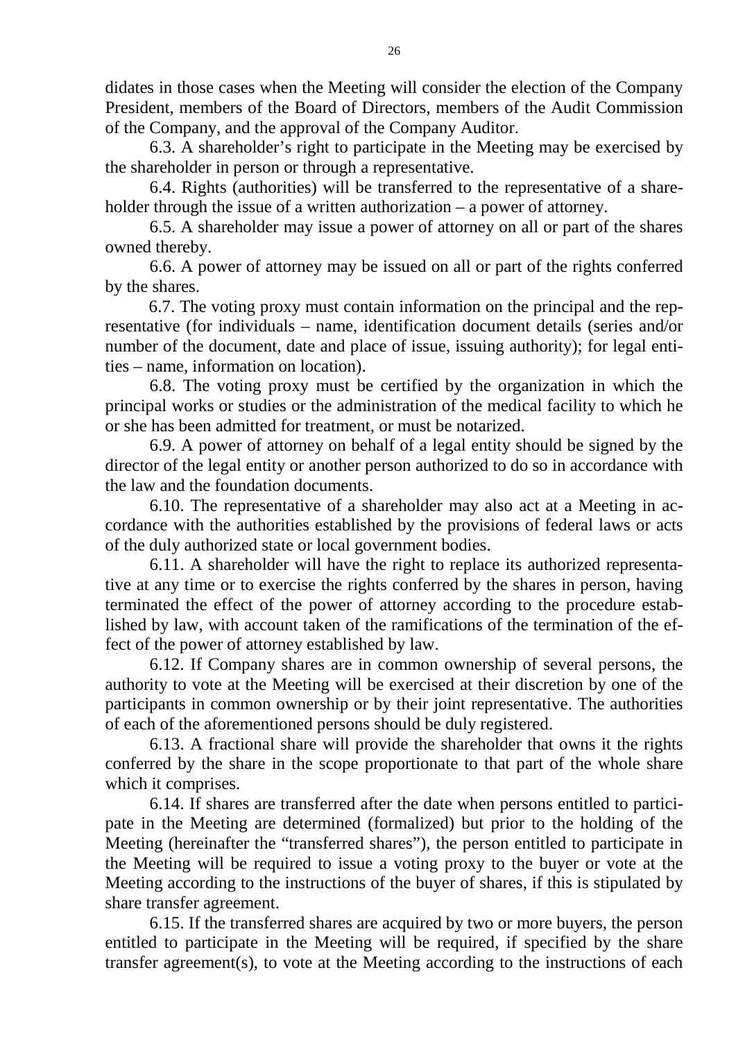didates in those cases when the Meeting will consider the election of the Company President, members of the Board of Directors, members of the Audit Commission of the Company, and the approval of the Company Auditor.

6.3. A shareholder's right to participate in the Meeting may be exercised by the shareholder in person or through a representative.

6.4. Rights (authorities) will be transferred to the representative of a shareholder through the issue of a written authorization – a power of attorney.

6.5. A shareholder may issue a power of attorney on all or part of the shares owned thereby.

6.6. A power of attorney may be issued on all or part of the rights conferred by the shares.

6.7. The voting proxy must contain information on the principal and the representative (for individuals – name, identification document details (series and/or number of the document, date and place of issue, issuing authority); for legal entities – name, information on location).

6.8. The voting proxy must be certified by the organization in which the principal works or studies or the administration of the medical facility to which he or she has been admitted for treatment, or must be notarized.

6.9. A power of attorney on behalf of a legal entity should be signed by the director of the legal entity or another person authorized to do so in accordance with the law and the foundation documents.

6.10. The representative of a shareholder may also act at a Meeting in accordance with the authorities established by the provisions of federal laws or acts of the duly authorized state or local government bodies.

6.11. A shareholder will have the right to replace its authorized representative at any time or to exercise the rights conferred by the shares in person, having terminated the effect of the power of attorney according to the procedure established by law, with account taken of the ramifications of the termination of the effect of the power of attorney established by law.

6.12. If Company shares are in common ownership of several persons, the authority to vote at the Meeting will be exercised at their discretion by one of the participants in common ownership or by their joint representative. The authorities of each of the aforementioned persons should be duly registered.

6.13. A fractional share will provide the shareholder that owns it the rights conferred by the share in the scope proportionate to that part of the whole share which it comprises.

6.14. If shares are transferred after the date when persons entitled to participate in the Meeting are determined (formalized) but prior to the holding of the Meeting (hereinafter the "transferred shares"), the person entitled to participate in the Meeting will be required to issue a voting proxy to the buyer or vote at the Meeting according to the instructions of the buyer of shares, if this is stipulated by share transfer agreement.

6.15. If the transferred shares are acquired by two or more buyers, the person entitled to participate in the Meeting will be required, if specified by the share transfer agreement(s), to vote at the Meeting according to the instructions of each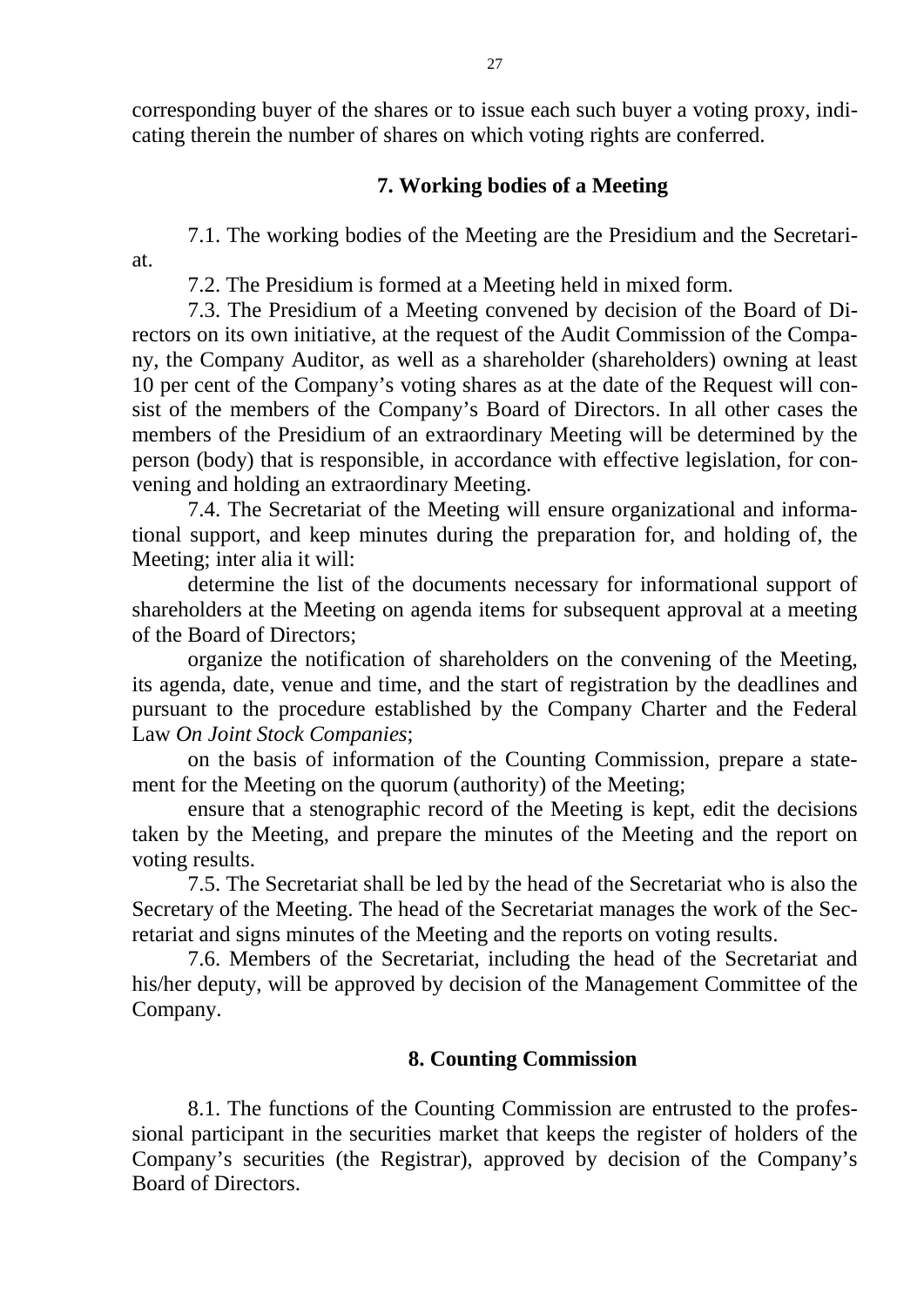corresponding buyer of the shares or to issue each such buyer a voting proxy, indicating therein the number of shares on which voting rights are conferred.

## 7. Working bodies of a Meeting

7.1. The working bodies of the Meeting are the Presidium and the Secretariat.

7.2. The Presidium is formed at a Meeting held in mixed form.

7.3. The Presidium of a Meeting convened by decision of the Board of Directors on its own initiative, at the request of the Audit Commission of the Company, the Company Auditor, as well as a shareholder (shareholders) owning at least 10 per cent of the Company's voting shares as at the date of the Request will consist of the members of the Company's Board of Directors. In all other cases the members of the Presidium of an extraordinary Meeting will be determined by the person (body) that is responsible, in accordance with effective legislation, for convening and holding an extraordinary Meeting.

7.4. The Secretariat of the Meeting will ensure organizational and informational support, and keep minutes during the preparation for, and holding of, the Meeting; inter alia it will:

determine the list of the documents necessary for informational support of shareholders at the Meeting on agenda items for subsequent approval at a meeting of the Board of Directors;

organize the notification of shareholders on the convening of the Meeting, its agenda, date, venue and time, and the start of registration by the deadlines and pursuant to the procedure established by the Company Charter and the Federal Law *On Joint Stock Companies*;

on the basis of information of the Counting Commission, prepare a statement for the Meeting on the quorum (authority) of the Meeting;

ensure that a stenographic record of the Meeting is kept, edit the decisions taken by the Meeting, and prepare the minutes of the Meeting and the report on voting results.

7.5. The Secretariat shall be led by the head of the Secretariat who is also the Secretary of the Meeting. The head of the Secretariat manages the work of the Secretariat and signs minutes of the Meeting and the reports on voting results.

7.6. Members of the Secretariat, including the head of the Secretariat and his/her deputy, will be approved by decision of the Management Committee of the Company.

## 8. Counting Commission

8.1. The functions of the Counting Commission are entrusted to the professional participant in the securities market that keeps the register of holders of the Company's securities (the Registrar), approved by decision of the Company's Board of Directors.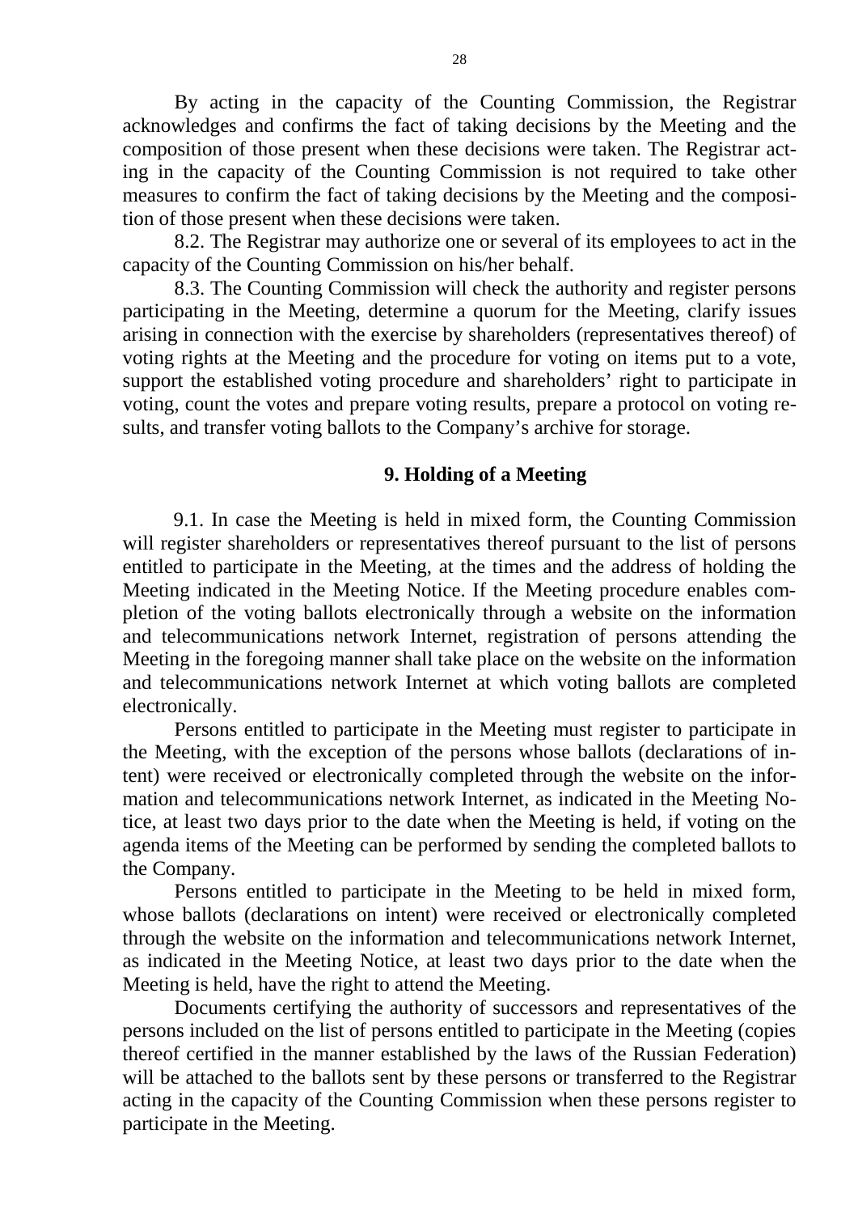By acting in the capacity of the Counting Commission, the Registrar acknowledges and confirms the fact of taking decisions by the Meeting and the composition of those present when these decisions were taken. The Registrar acting in the capacity of the Counting Commission is not required to take other measures to confirm the fact of taking decisions by the Meeting and the composition of those present when these decisions were taken.

8.2. The Registrar may authorize one or several of its employees to act in the capacity of the Counting Commission on his/her behalf.

8.3. The Counting Commission will check the authority and register persons participating in the Meeting, determine a quorum for the Meeting, clarify issues arising in connection with the exercise by shareholders (representatives thereof) of voting rights at the Meeting and the procedure for voting on items put to a vote, support the established voting procedure and shareholders' right to participate in voting, count the votes and prepare voting results, prepare a protocol on voting results, and transfer voting ballots to the Company's archive for storage.

## 9. Holding of a Meeting

9.1. In case the Meeting is held in mixed form, the Counting Commission will register shareholders or representatives thereof pursuant to the list of persons entitled to participate in the Meeting, at the times and the address of holding the Meeting indicated in the Meeting Notice. If the Meeting procedure enables completion of the voting ballots electronically through a website on the information and telecommunications network Internet, registration of persons attending the Meeting in the foregoing manner shall take place on the website on the information and telecommunications network Internet at which voting ballots are completed electronically.

Persons entitled to participate in the Meeting must register to participate in the Meeting, with the exception of the persons whose ballots (declarations of intent) were received or electronically completed through the website on the information and telecommunications network Internet, as indicated in the Meeting Notice, at least two days prior to the date when the Meeting is held, if voting on the agenda items of the Meeting can be performed by sending the completed ballots to the Company.

Persons entitled to participate in the Meeting to be held in mixed form, whose ballots (declarations on intent) were received or electronically completed through the website on the information and telecommunications network Internet, as indicated in the Meeting Notice, at least two days prior to the date when the Meeting is held, have the right to attend the Meeting.

Documents certifying the authority of successors and representatives of the persons included on the list of persons entitled to participate in the Meeting (copies thereof certified in the manner established by the laws of the Russian Federation) will be attached to the ballots sent by these persons or transferred to the Registrar acting in the capacity of the Counting Commission when these persons register to participate in the Meeting.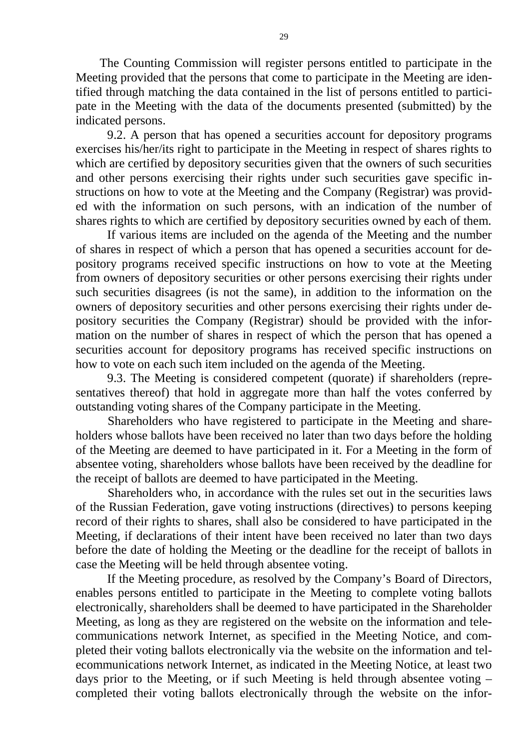The Counting Commission will register persons entitled to participate in the Meeting provided that the persons that come to participate in the Meeting are identified through matching the data contained in the list of persons entitled to participate in the Meeting with the data of the documents presented (submitted) by the indicated persons.

9.2. A person that has opened a securities account for depository programs exercises his/her/its right to participate in the Meeting in respect of shares rights to which are certified by depository securities given that the owners of such securities and other persons exercising their rights under such securities gave specific instructions on how to vote at the Meeting and the Company (Registrar) was provided with the information on such persons, with an indication of the number of shares rights to which are certified by depository securities owned by each of them.

If various items are included on the agenda of the Meeting and the number of shares in respect of which a person that has opened a securities account for depository programs received specific instructions on how to vote at the Meeting from owners of depository securities or other persons exercising their rights under such securities disagrees (is not the same), in addition to the information on the owners of depository securities and other persons exercising their rights under depository securities the Company (Registrar) should be provided with the information on the number of shares in respect of which the person that has opened a securities account for depository programs has received specific instructions on how to vote on each such item included on the agenda of the Meeting.

9.3. The Meeting is considered competent (quorate) if shareholders (representatives thereof) that hold in aggregate more than half the votes conferred by outstanding voting shares of the Company participate in the Meeting.

Shareholders who have registered to participate in the Meeting and shareholders whose ballots have been received no later than two days before the holding of the Meeting are deemed to have participated in it. For a Meeting in the form of absentee voting, shareholders whose ballots have been received by the deadline for the receipt of ballots are deemed to have participated in the Meeting.

Shareholders who, in accordance with the rules set out in the securities laws of the Russian Federation, gave voting instructions (directives) to persons keeping record of their rights to shares, shall also be considered to have participated in the Meeting, if declarations of their intent have been received no later than two days before the date of holding the Meeting or the deadline for the receipt of ballots in case the Meeting will be held through absentee voting.

If the Meeting procedure, as resolved by the Company's Board of Directors, enables persons entitled to participate in the Meeting to complete voting ballots electronically, shareholders shall be deemed to have participated in the Shareholder Meeting, as long as they are registered on the website on the information and telecommunications network Internet, as specified in the Meeting Notice, and completed their voting ballots electronically via the website on the information and telecommunications network Internet, as indicated in the Meeting Notice, at least two days prior to the Meeting, or if such Meeting is held through absentee voting – completed their voting ballots electronically through the website on the infor-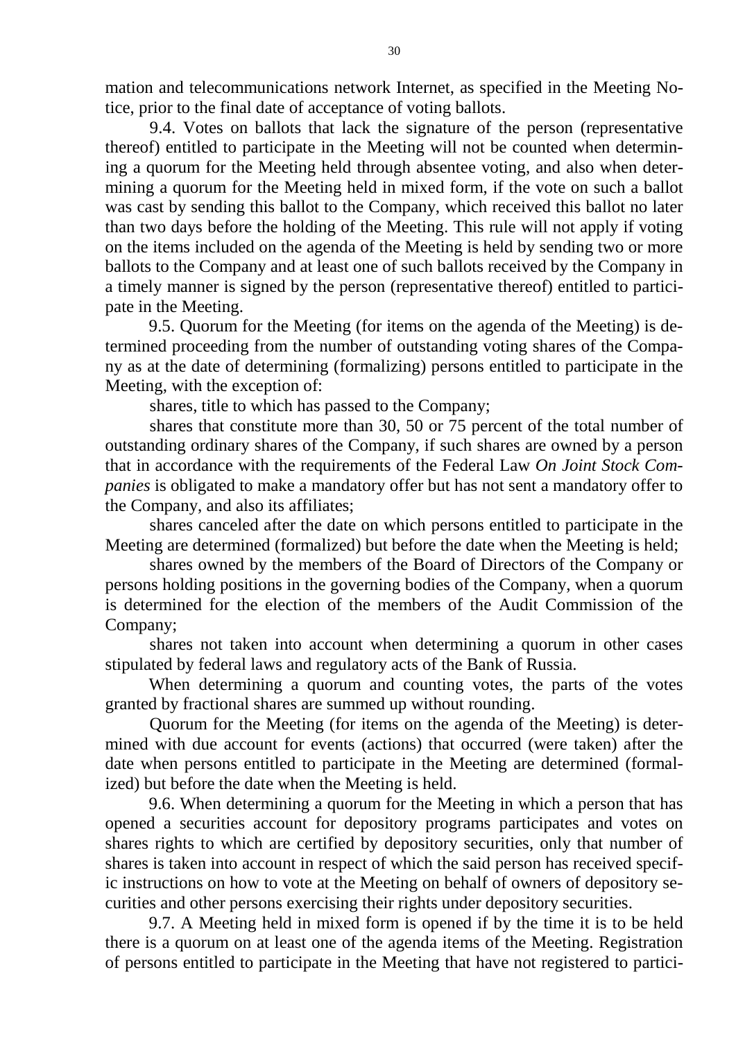mation and telecommunications network Internet, as specified in the Meeting Notice, prior to the final date of acceptance of voting ballots.

9.4. Votes on ballots that lack the signature of the person (representative thereof) entitled to participate in the Meeting will not be counted when determining a quorum for the Meeting held through absentee voting, and also when determining a quorum for the Meeting held in mixed form, if the vote on such a ballot was cast by sending this ballot to the Company, which received this ballot no later than two days before the holding of the Meeting. This rule will not apply if voting on the items included on the agenda of the Meeting is held by sending two or more ballots to the Company and at least one of such ballots received by the Company in a timely manner is signed by the person (representative thereof) entitled to participate in the Meeting.

9.5. Quorum for the Meeting (for items on the agenda of the Meeting) is determined proceeding from the number of outstanding voting shares of the Company as at the date of determining (formalizing) persons entitled to participate in the Meeting, with the exception of:

shares, title to which has passed to the Company;

shares that constitute more than 30, 50 or 75 percent of the total number of outstanding ordinary shares of the Company, if such shares are owned by a person that in accordance with the requirements of the Federal Law *On Joint Stock Companies* is obligated to make a mandatory offer but has not sent a mandatory offer to the Company, and also its affiliates;

shares canceled after the date on which persons entitled to participate in the Meeting are determined (formalized) but before the date when the Meeting is held;

shares owned by the members of the Board of Directors of the Company or persons holding positions in the governing bodies of the Company, when a quorum is determined for the election of the members of the Audit Commission of the Company;

shares not taken into account when determining a quorum in other cases stipulated by federal laws and regulatory acts of the Bank of Russia.

When determining a quorum and counting votes, the parts of the votes granted by fractional shares are summed up without rounding.

Quorum for the Meeting (for items on the agenda of the Meeting) is determined with due account for events (actions) that occurred (were taken) after the date when persons entitled to participate in the Meeting are determined (formalized) but before the date when the Meeting is held.

9.6. When determining a quorum for the Meeting in which a person that has opened a securities account for depository programs participates and votes on shares rights to which are certified by depository securities, only that number of shares is taken into account in respect of which the said person has received specific instructions on how to vote at the Meeting on behalf of owners of depository securities and other persons exercising their rights under depository securities.

9.7. A Meeting held in mixed form is opened if by the time it is to be held there is a quorum on at least one of the agenda items of the Meeting. Registration of persons entitled to participate in the Meeting that have not registered to partici-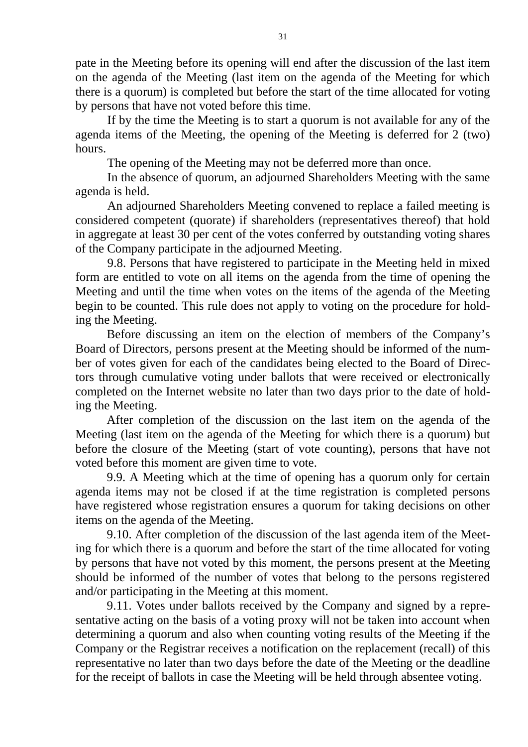pate in the Meeting before its opening will end after the discussion of the last item on the agenda of the Meeting (last item on the agenda of the Meeting for which there is a quorum) is completed but before the start of the time allocated for voting by persons that have not voted before this time.

If by the time the Meeting is to start a quorum is not available for any of the agenda items of the Meeting, the opening of the Meeting is deferred for 2 (two) hours.

The opening of the Meeting may not be deferred more than once.

In the absence of quorum, an adjourned Shareholders Meeting with the same agenda is held.

An adjourned Shareholders Meeting convened to replace a failed meeting is considered competent (quorate) if shareholders (representatives thereof) that hold in aggregate at least 30 per cent of the votes conferred by outstanding voting shares of the Company participate in the adjourned Meeting.

9.8. Persons that have registered to participate in the Meeting held in mixed form are entitled to vote on all items on the agenda from the time of opening the Meeting and until the time when votes on the items of the agenda of the Meeting begin to be counted. This rule does not apply to voting on the procedure for holding the Meeting.

Before discussing an item on the election of members of the Company's Board of Directors, persons present at the Meeting should be informed of the number of votes given for each of the candidates being elected to the Board of Directors through cumulative voting under ballots that were received or electronically completed on the Internet website no later than two days prior to the date of holding the Meeting.

After completion of the discussion on the last item on the agenda of the Meeting (last item on the agenda of the Meeting for which there is a quorum) but before the closure of the Meeting (start of vote counting), persons that have not voted before this moment are given time to vote.

9.9. A Meeting which at the time of opening has a quorum only for certain agenda items may not be closed if at the time registration is completed persons have registered whose registration ensures a quorum for taking decisions on other items on the agenda of the Meeting.

9.10. After completion of the discussion of the last agenda item of the Meeting for which there is a quorum and before the start of the time allocated for voting by persons that have not voted by this moment, the persons present at the Meeting should be informed of the number of votes that belong to the persons registered and/or participating in the Meeting at this moment.

9.11. Votes under ballots received by the Company and signed by a representative acting on the basis of a voting proxy will not be taken into account when determining a quorum and also when counting voting results of the Meeting if the Company or the Registrar receives a notification on the replacement (recall) of this representative no later than two days before the date of the Meeting or the deadline for the receipt of ballots in case the Meeting will be held through absentee voting.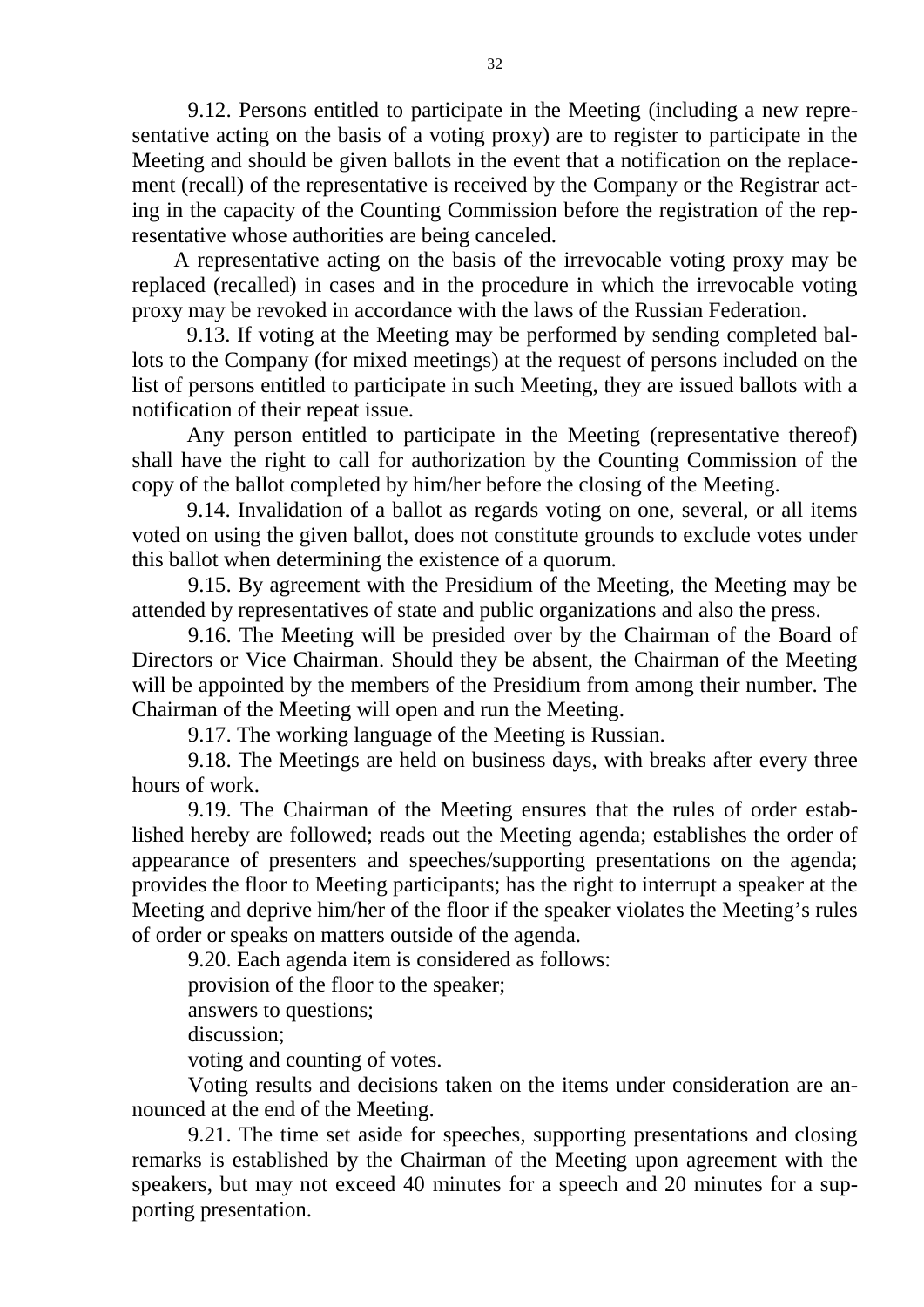9.12. Persons entitled to participate in the Meeting (including a new representative acting on the basis of a voting proxy) are to register to participate in the Meeting and should be given ballots in the event that a notification on the replacement (recall) of the representative is received by the Company or the Registrar acting in the capacity of the Counting Commission before the registration of the representative whose authorities are being canceled.

A representative acting on the basis of the irrevocable voting proxy may be replaced (recalled) in cases and in the procedure in which the irrevocable voting proxy may be revoked in accordance with the laws of the Russian Federation.

9.13. If voting at the Meeting may be performed by sending completed ballots to the Company (for mixed meetings) at the request of persons included on the list of persons entitled to participate in such Meeting, they are issued ballots with a notification of their repeat issue.

Any person entitled to participate in the Meeting (representative thereof) shall have the right to call for authorization by the Counting Commission of the copy of the ballot completed by him/her before the closing of the Meeting.

9.14. Invalidation of a ballot as regards voting on one, several, or all items voted on using the given ballot, does not constitute grounds to exclude votes under this ballot when determining the existence of a quorum.

9.15. By agreement with the Presidium of the Meeting, the Meeting may be attended by representatives of state and public organizations and also the press.

9.16. The Meeting will be presided over by the Chairman of the Board of Directors or Vice Chairman. Should they be absent, the Chairman of the Meeting will be appointed by the members of the Presidium from among their number. The Chairman of the Meeting will open and run the Meeting.

9.17. The working language of the Meeting is Russian.

9.18. The Meetings are held on business days, with breaks after every three hours of work.

9.19. The Chairman of the Meeting ensures that the rules of order established hereby are followed; reads out the Meeting agenda; establishes the order of appearance of presenters and speeches/supporting presentations on the agenda; provides the floor to Meeting participants; has the right to interrupt a speaker at the Meeting and deprive him/her of the floor if the speaker violates the Meeting's rules of order or speaks on matters outside of the agenda.

9.20. Each agenda item is considered as follows:

provision of the floor to the speaker;

answers to questions;

discussion;

voting and counting of votes.

Voting results and decisions taken on the items under consideration are announced at the end of the Meeting.

9.21. The time set aside for speeches, supporting presentations and closing remarks is established by the Chairman of the Meeting upon agreement with the speakers, but may not exceed 40 minutes for a speech and 20 minutes for a supporting presentation.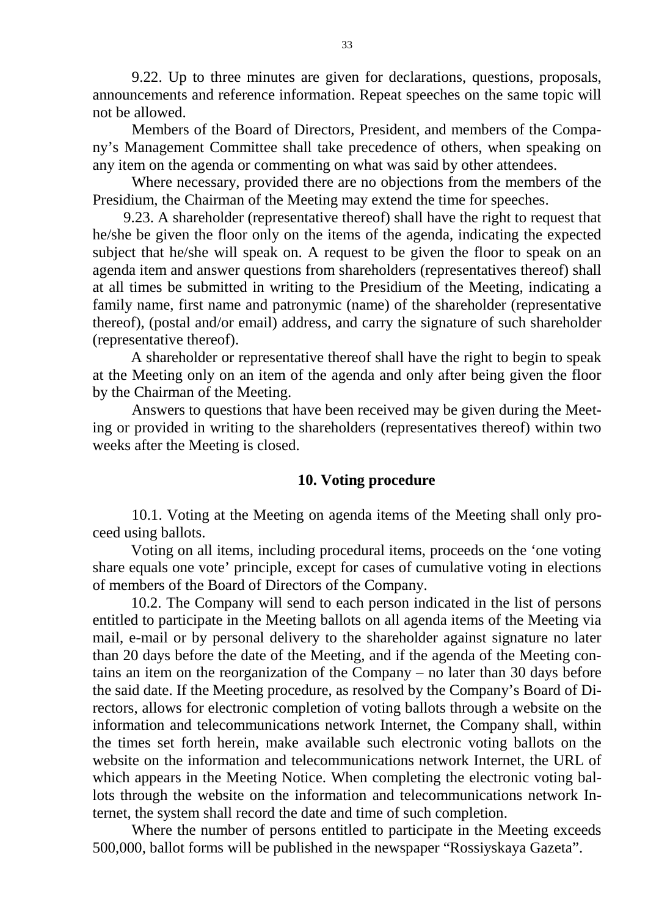9.22. Up to three minutes are given for declarations, questions, proposals, announcements and reference information. Repeat speeches on the same topic will not be allowed.

Members of the Board of Directors, President, and members of the Company's Management Committee shall take precedence of others, when speaking on any item on the agenda or commenting on what was said by other attendees.

Where necessary, provided there are no objections from the members of the Presidium, the Chairman of the Meeting may extend the time for speeches.

9.23. A shareholder (representative thereof) shall have the right to request that he/she be given the floor only on the items of the agenda, indicating the expected subject that he/she will speak on. A request to be given the floor to speak on an agenda item and answer questions from shareholders (representatives thereof) shall at all times be submitted in writing to the Presidium of the Meeting, indicating a family name, first name and patronymic (name) of the shareholder (representative thereof), (postal and/or email) address, and carry the signature of such shareholder (representative thereof).

A shareholder or representative thereof shall have the right to begin to speak at the Meeting only on an item of the agenda and only after being given the floor by the Chairman of the Meeting.

Answers to questions that have been received may be given during the Meeting or provided in writing to the shareholders (representatives thereof) within two weeks after the Meeting is closed.

## 10. Voting procedure

10.1. Voting at the Meeting on agenda items of the Meeting shall only proceed using ballots.

Voting on all items, including procedural items, proceeds on the 'one voting share equals one vote' principle, except for cases of cumulative voting in elections of members of the Board of Directors of the Company.

10.2. The Company will send to each person indicated in the list of persons entitled to participate in the Meeting ballots on all agenda items of the Meeting via mail, e-mail or by personal delivery to the shareholder against signature no later than 20 days before the date of the Meeting, and if the agenda of the Meeting contains an item on the reorganization of the Company – no later than 30 days before the said date. If the Meeting procedure, as resolved by the Company's Board of Directors, allows for electronic completion of voting ballots through a website on the information and telecommunications network Internet, the Company shall, within the times set forth herein, make available such electronic voting ballots on the website on the information and telecommunications network Internet, the URL of which appears in the Meeting Notice. When completing the electronic voting ballots through the website on the information and telecommunications network Internet, the system shall record the date and time of such completion.

Where the number of persons entitled to participate in the Meeting exceeds 500,000, ballot forms will be published in the newspaper "Rossiyskaya Gazeta".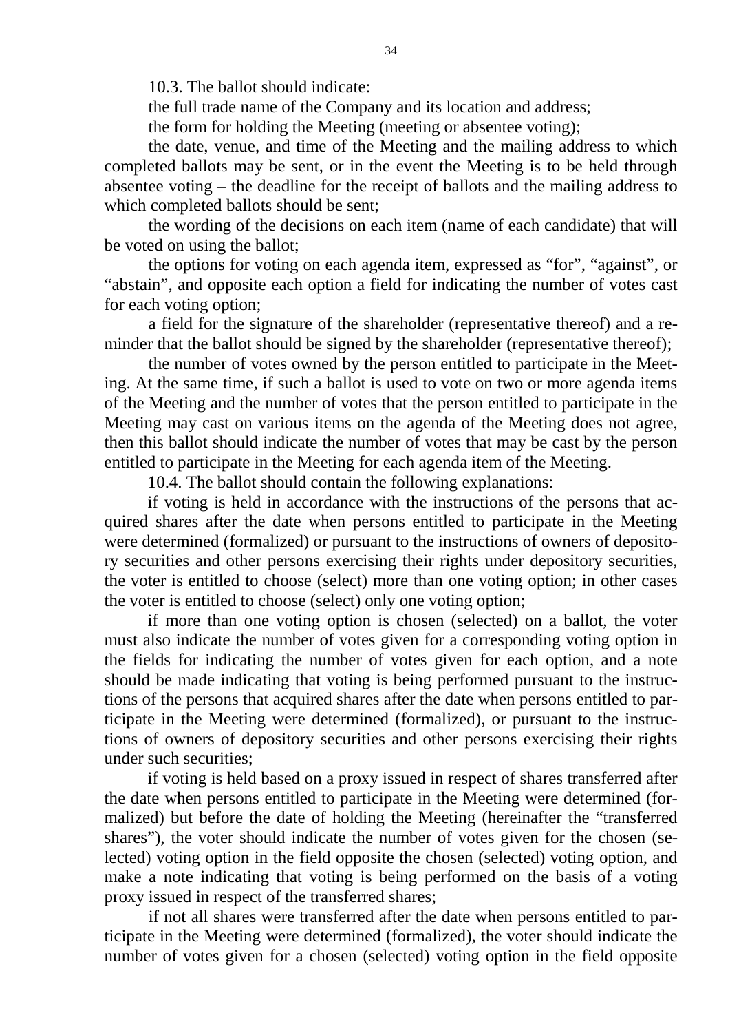10.3. The ballot should indicate:

the full trade name of the Company and its location and address;

the form for holding the Meeting (meeting or absentee voting);

the date, venue, and time of the Meeting and the mailing address to which completed ballots may be sent, or in the event the Meeting is to be held through absentee voting – the deadline for the receipt of ballots and the mailing address to which completed ballots should be sent;

the wording of the decisions on each item (name of each candidate) that will be voted on using the ballot;

the options for voting on each agenda item, expressed as "for", "against", or "abstain", and opposite each option a field for indicating the number of votes cast for each voting option;

a field for the signature of the shareholder (representative thereof) and a reminder that the ballot should be signed by the shareholder (representative thereof);

the number of votes owned by the person entitled to participate in the Meeting. At the same time, if such a ballot is used to vote on two or more agenda items of the Meeting and the number of votes that the person entitled to participate in the Meeting may cast on various items on the agenda of the Meeting does not agree, then this ballot should indicate the number of votes that may be cast by the person entitled to participate in the Meeting for each agenda item of the Meeting.

10.4. The ballot should contain the following explanations:

if voting is held in accordance with the instructions of the persons that acquired shares after the date when persons entitled to participate in the Meeting were determined (formalized) or pursuant to the instructions of owners of depository securities and other persons exercising their rights under depository securities, the voter is entitled to choose (select) more than one voting option; in other cases the voter is entitled to choose (select) only one voting option;

if more than one voting option is chosen (selected) on a ballot, the voter must also indicate the number of votes given for a corresponding voting option in the fields for indicating the number of votes given for each option, and a note should be made indicating that voting is being performed pursuant to the instructions of the persons that acquired shares after the date when persons entitled to participate in the Meeting were determined (formalized), or pursuant to the instructions of owners of depository securities and other persons exercising their rights under such securities;

if voting is held based on a proxy issued in respect of shares transferred after the date when persons entitled to participate in the Meeting were determined (formalized) but before the date of holding the Meeting (hereinafter the "transferred shares"), the voter should indicate the number of votes given for the chosen (selected) voting option in the field opposite the chosen (selected) voting option, and make a note indicating that voting is being performed on the basis of a voting proxy issued in respect of the transferred shares;

if not all shares were transferred after the date when persons entitled to participate in the Meeting were determined (formalized), the voter should indicate the number of votes given for a chosen (selected) voting option in the field opposite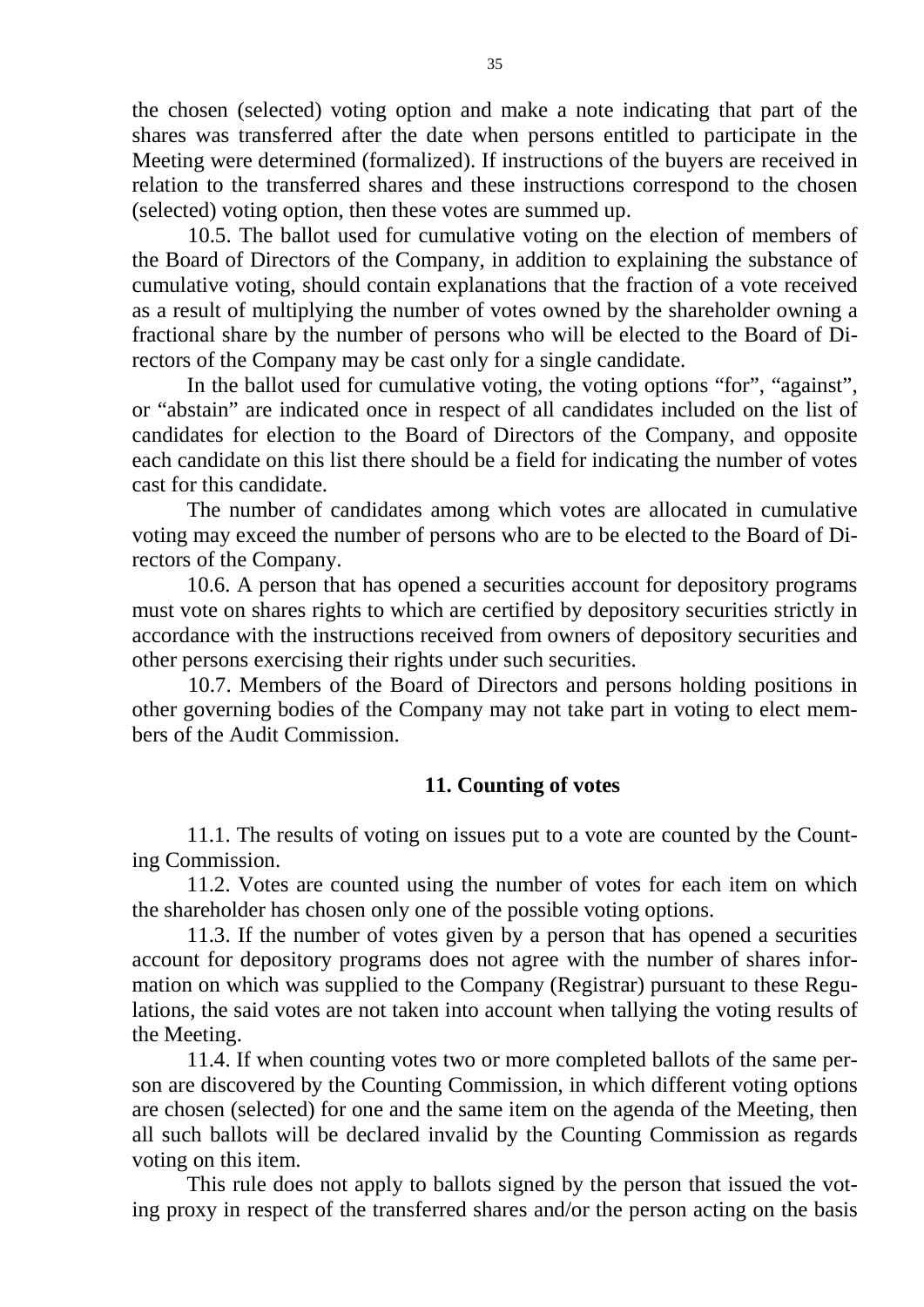the chosen (selected) voting option and make a note indicating that part of the shares was transferred after the date when persons entitled to participate in the Meeting were determined (formalized). If instructions of the buyers are received in relation to the transferred shares and these instructions correspond to the chosen (selected) voting option, then these votes are summed up.

10.5. The ballot used for cumulative voting on the election of members of the Board of Directors of the Company, in addition to explaining the substance of cumulative voting, should contain explanations that the fraction of a vote received as a result of multiplying the number of votes owned by the shareholder owning a fractional share by the number of persons who will be elected to the Board of Directors of the Company may be cast only for a single candidate.

In the ballot used for cumulative voting, the voting options "for", "against", or "abstain" are indicated once in respect of all candidates included on the list of candidates for election to the Board of Directors of the Company, and opposite each candidate on this list there should be a field for indicating the number of votes cast for this candidate.

The number of candidates among which votes are allocated in cumulative voting may exceed the number of persons who are to be elected to the Board of Directors of the Company.

10.6. A person that has opened a securities account for depository programs must vote on shares rights to which are certified by depository securities strictly in accordance with the instructions received from owners of depository securities and other persons exercising their rights under such securities.

10.7. Members of the Board of Directors and persons holding positions in other governing bodies of the Company may not take part in voting to elect members of the Audit Commission.

## 11. Counting of votes

11.1. The results of voting on issues put to a vote are counted by the Counting Commission.

11.2. Votes are counted using the number of votes for each item on which the shareholder has chosen only one of the possible voting options.

11.3. If the number of votes given by a person that has opened a securities account for depository programs does not agree with the number of shares information on which was supplied to the Company (Registrar) pursuant to these Regulations, the said votes are not taken into account when tallying the voting results of the Meeting.

11.4. If when counting votes two or more completed ballots of the same person are discovered by the Counting Commission, in which different voting options are chosen (selected) for one and the same item on the agenda of the Meeting, then all such ballots will be declared invalid by the Counting Commission as regards voting on this item.

This rule does not apply to ballots signed by the person that issued the voting proxy in respect of the transferred shares and/or the person acting on the basis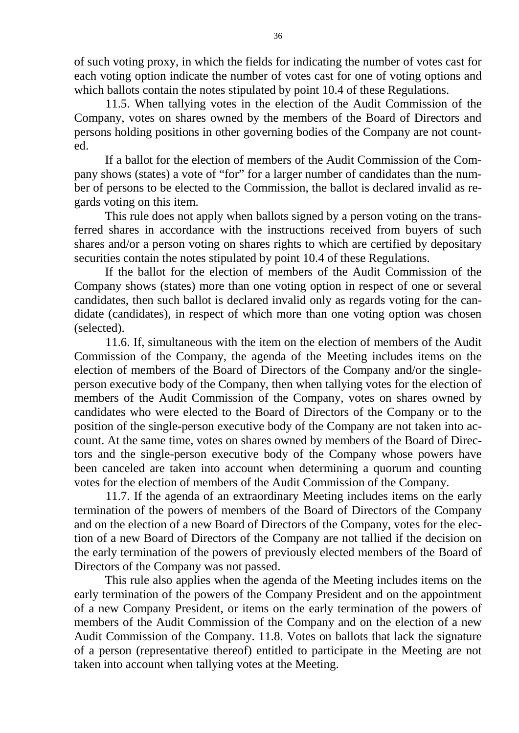of such voting proxy, in which the fields for indicating the number of votes cast for each voting option indicate the number of votes cast for one of voting options and which ballots contain the notes stipulated by point 10.4 of these Regulations.

11.5. When tallying votes in the election of the Audit Commission of the Company, votes on shares owned by the members of the Board of Directors and persons holding positions in other governing bodies of the Company are not counted.

If a ballot for the election of members of the Audit Commission of the Company shows (states) a vote of "for" for a larger number of candidates than the number of persons to be elected to the Commission, the ballot is declared invalid as regards voting on this item.

This rule does not apply when ballots signed by a person voting on the transferred shares in accordance with the instructions received from buyers of such shares and/or a person voting on shares rights to which are certified by depositary securities contain the notes stipulated by point 10.4 of these Regulations.

If the ballot for the election of members of the Audit Commission of the Company shows (states) more than one voting option in respect of one or several candidates, then such ballot is declared invalid only as regards voting for the candidate (candidates), in respect of which more than one voting option was chosen (selected).

11.6. If, simultaneous with the item on the election of members of the Audit Commission of the Company, the agenda of the Meeting includes items on the election of members of the Board of Directors of the Company and/or the single-person executive body of the Company, then when tallying votes for the election of members of the Audit Commission of the Company, votes on shares owned by candidates who were elected to the Board of Directors of the Company or to the position of the single-person executive body of the Company are not taken into account. At the same time, votes on shares owned by members of the Board of Directors and the single-person executive body of the Company whose powers have been canceled are taken into account when determining a quorum and counting votes for the election of members of the Audit Commission of the Company.

11.7. If the agenda of an extraordinary Meeting includes items on the early termination of the powers of members of the Board of Directors of the Company and on the election of a new Board of Directors of the Company, votes for the election of a new Board of Directors of the Company are not tallied if the decision on the early termination of the powers of previously elected members of the Board of Directors of the Company was not passed.

This rule also applies when the agenda of the Meeting includes items on the early termination of the powers of the Company President and on the appointment of a new Company President, or items on the early termination of the powers of members of the Audit Commission of the Company and on the election of a new Audit Commission of the Company. 11.8. Votes on ballots that lack the signature of a person (representative thereof) entitled to participate in the Meeting are not taken into account when tallying votes at the Meeting.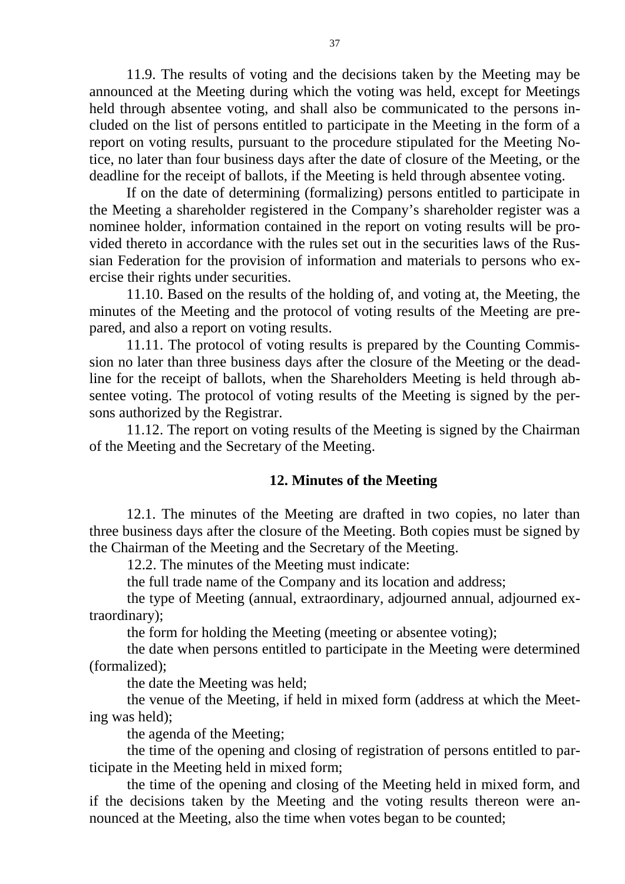11.9. The results of voting and the decisions taken by the Meeting may be announced at the Meeting during which the voting was held, except for Meetings held through absentee voting, and shall also be communicated to the persons included on the list of persons entitled to participate in the Meeting in the form of a report on voting results, pursuant to the procedure stipulated for the Meeting Notice, no later than four business days after the date of closure of the Meeting, or the deadline for the receipt of ballots, if the Meeting is held through absentee voting.

If on the date of determining (formalizing) persons entitled to participate in the Meeting a shareholder registered in the Company's shareholder register was a nominee holder, information contained in the report on voting results will be provided thereto in accordance with the rules set out in the securities laws of the Russian Federation for the provision of information and materials to persons who exercise their rights under securities.

11.10. Based on the results of the holding of, and voting at, the Meeting, the minutes of the Meeting and the protocol of voting results of the Meeting are prepared, and also a report on voting results.

11.11. The protocol of voting results is prepared by the Counting Commission no later than three business days after the closure of the Meeting or the deadline for the receipt of ballots, when the Shareholders Meeting is held through absentee voting. The protocol of voting results of the Meeting is signed by the persons authorized by the Registrar.

11.12. The report on voting results of the Meeting is signed by the Chairman of the Meeting and the Secretary of the Meeting.

## 12. Minutes of the Meeting

12.1. The minutes of the Meeting are drafted in two copies, no later than three business days after the closure of the Meeting. Both copies must be signed by the Chairman of the Meeting and the Secretary of the Meeting.

12.2. The minutes of the Meeting must indicate:

the full trade name of the Company and its location and address;

the type of Meeting (annual, extraordinary, adjourned annual, adjourned extraordinary);

the form for holding the Meeting (meeting or absentee voting);

the date when persons entitled to participate in the Meeting were determined (formalized);

the date the Meeting was held;

the venue of the Meeting, if held in mixed form (address at which the Meeting was held);

the agenda of the Meeting;

the time of the opening and closing of registration of persons entitled to participate in the Meeting held in mixed form;

the time of the opening and closing of the Meeting held in mixed form, and if the decisions taken by the Meeting and the voting results thereon were announced at the Meeting, also the time when votes began to be counted;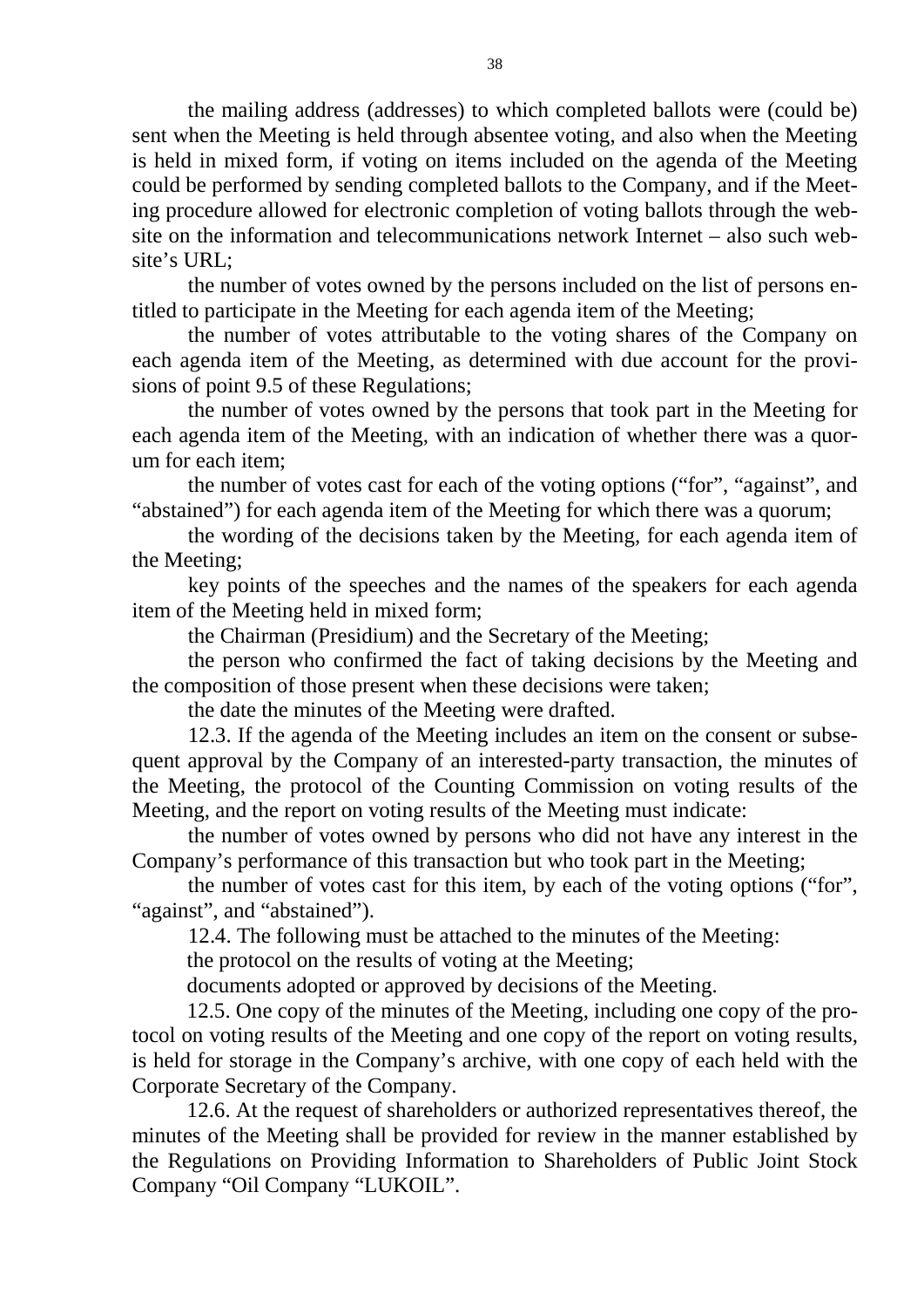the mailing address (addresses) to which completed ballots were (could be) sent when the Meeting is held through absentee voting, and also when the Meeting is held in mixed form, if voting on items included on the agenda of the Meeting could be performed by sending completed ballots to the Company, and if the Meeting procedure allowed for electronic completion of voting ballots through the website on the information and telecommunications network Internet – also such website's URL;

the number of votes owned by the persons included on the list of persons entitled to participate in the Meeting for each agenda item of the Meeting;

the number of votes attributable to the voting shares of the Company on each agenda item of the Meeting, as determined with due account for the provisions of point 9.5 of these Regulations;

the number of votes owned by the persons that took part in the Meeting for each agenda item of the Meeting, with an indication of whether there was a quorum for each item;

the number of votes cast for each of the voting options ("for", "against", and "abstained") for each agenda item of the Meeting for which there was a quorum;

the wording of the decisions taken by the Meeting, for each agenda item of the Meeting;

key points of the speeches and the names of the speakers for each agenda item of the Meeting held in mixed form;

the Chairman (Presidium) and the Secretary of the Meeting;

the person who confirmed the fact of taking decisions by the Meeting and the composition of those present when these decisions were taken;

the date the minutes of the Meeting were drafted.

12.3. If the agenda of the Meeting includes an item on the consent or subsequent approval by the Company of an interested-party transaction, the minutes of the Meeting, the protocol of the Counting Commission on voting results of the Meeting, and the report on voting results of the Meeting must indicate:

the number of votes owned by persons who did not have any interest in the Company's performance of this transaction but who took part in the Meeting;

the number of votes cast for this item, by each of the voting options ("for", "against", and "abstained").

12.4. The following must be attached to the minutes of the Meeting:

the protocol on the results of voting at the Meeting;

documents adopted or approved by decisions of the Meeting.

12.5. One copy of the minutes of the Meeting, including one copy of the protocol on voting results of the Meeting and one copy of the report on voting results, is held for storage in the Company's archive, with one copy of each held with the Corporate Secretary of the Company.

12.6. At the request of shareholders or authorized representatives thereof, the minutes of the Meeting shall be provided for review in the manner established by the Regulations on Providing Information to Shareholders of Public Joint Stock Company "Oil Company "LUKOIL".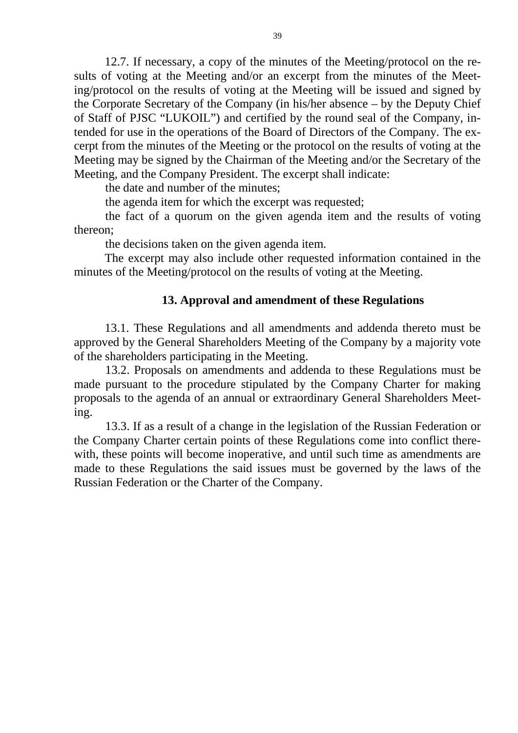12.7. If necessary, a copy of the minutes of the Meeting/protocol on the results of voting at the Meeting and/or an excerpt from the minutes of the Meeting/protocol on the results of voting at the Meeting will be issued and signed by the Corporate Secretary of the Company (in his/her absence – by the Deputy Chief of Staff of PJSC "LUKOIL") and certified by the round seal of the Company, intended for use in the operations of the Board of Directors of the Company. The excerpt from the minutes of the Meeting or the protocol on the results of voting at the Meeting may be signed by the Chairman of the Meeting and/or the Secretary of the Meeting, and the Company President. The excerpt shall indicate:

the date and number of the minutes;

the agenda item for which the excerpt was requested;

the fact of a quorum on the given agenda item and the results of voting thereon;

the decisions taken on the given agenda item.

The excerpt may also include other requested information contained in the minutes of the Meeting/protocol on the results of voting at the Meeting.

## 13. Approval and amendment of these Regulations

13.1. These Regulations and all amendments and addenda thereto must be approved by the General Shareholders Meeting of the Company by a majority vote of the shareholders participating in the Meeting.

13.2. Proposals on amendments and addenda to these Regulations must be made pursuant to the procedure stipulated by the Company Charter for making proposals to the agenda of an annual or extraordinary General Shareholders Meeting.

13.3. If as a result of a change in the legislation of the Russian Federation or the Company Charter certain points of these Regulations come into conflict therewith, these points will become inoperative, and until such time as amendments are made to these Regulations the said issues must be governed by the laws of the Russian Federation or the Charter of the Company.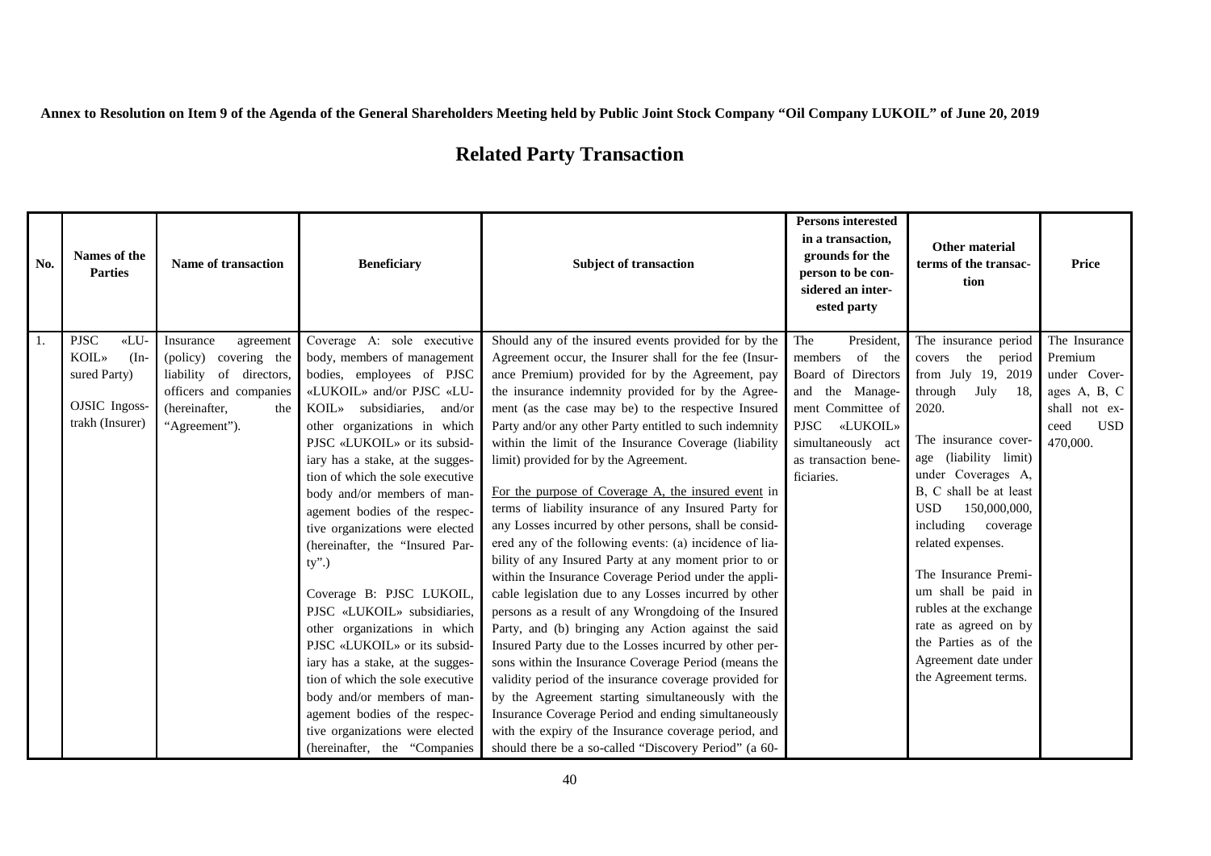**Annex to Resolution on Item 9 of the Agenda of the General Shareholders Meeting held by Public Joint Stock Company "Oil Company LUKOIL" of June 20, 2019**

# Related Party Transaction

| No. | Names of the Parties | Name of transaction | Beneficiary | Subject of transaction | Persons interested in a transaction, grounds for the person to be considered an interested party | Other material terms of the transaction | Price |
|---|---|---|---|---|---|---|---|
| 1. | PJSC «LUKOIL» (Insured Party)<br><br>OJSIC Ingosstrakh (Insurer) | Insurance agreement (policy) covering the liability of directors, officers and companies (hereinafter, the "Agreement"). | Coverage A: sole executive body, members of management bodies, employees of PJSC «LUKOIL» and/or PJSC «LUKOIL» subsidiaries, and/or other organizations in which PJSC «LUKOIL» or its subsidiary has a stake, at the suggestion of which the sole executive body and/or members of management bodies of the respective organizations were elected (hereinafter, the "Insured Party".)<br><br>Coverage B: PJSC LUKOIL, PJSC «LUKOIL» subsidiaries, other organizations in which PJSC «LUKOIL» or its subsidiary has a stake, at the suggestion of which the sole executive body and/or members of management bodies of the respective organizations were elected (hereinafter, the "Companies | Should any of the insured events provided for by the Agreement occur, the Insurer shall for the fee (Insurance Premium) provided for by the Agreement, pay the insurance indemnity provided for by the Agreement (as the case may be) to the respective Insured Party and/or any other Party entitled to such indemnity within the limit of the Insurance Coverage (liability limit) provided for by the Agreement.<br><br>For the purpose of Coverage A, the insured event in terms of liability insurance of any Insured Party for any Losses incurred by other persons, shall be considered any of the following events: (a) incidence of liability of any Insured Party at any moment prior to or within the Insurance Coverage Period under the applicable legislation due to any Losses incurred by other persons as a result of any Wrongdoing of the Insured Party, and (b) bringing any Action against the said Insured Party due to the Losses incurred by other persons within the Insurance Coverage Period (means the validity period of the insurance coverage provided for by the Agreement starting simultaneously with the Insurance Coverage Period and ending simultaneously with the expiry of the Insurance coverage period, and should there be a so-called "Discovery Period" (a 60- | The President, members of the Board of Directors and the Management Committee of PJSC «LUKOIL» simultaneously act as transaction beneficiaries. | The insurance period covers the period from July 19, 2019 through July 18, 2020.<br><br>The insurance coverage (liability limit) under Coverages A, B, C shall be at least USD 150,000,000, including coverage related expenses.<br><br>The Insurance Premium shall be paid in rubles at the exchange rate as agreed on by the Parties as of the Agreement date under the Agreement terms. | The Insurance Premium under Coverages A, B, C shall not exceed USD 470,000. |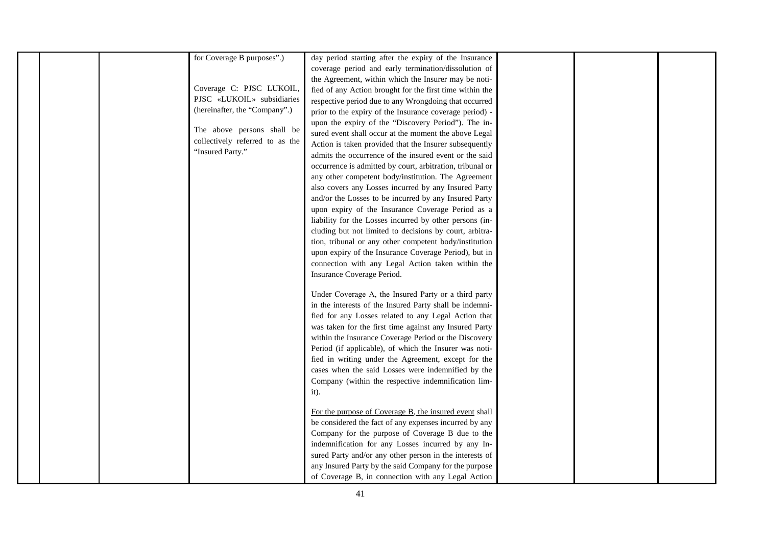| | | | | | | | |
|---|---|---|---|---|---|---|---|
| | | | for Coverage B purposes".)<br><br>Coverage C: PJSC LUKOIL, PJSC «LUKOIL» subsidiaries (hereinafter, the "Company".)<br><br>The above persons shall be collectively referred to as the "Insured Party." | day period starting after the expiry of the Insurance coverage period and early termination/dissolution of the Agreement, within which the Insurer may be notified of any Action brought for the first time within the respective period due to any Wrongdoing that occurred prior to the expiry of the Insurance coverage period) - upon the expiry of the "Discovery Period"). The insured event shall occur at the moment the above Legal Action is taken provided that the Insurer subsequently admits the occurrence of the insured event or the said occurrence is admitted by court, arbitration, tribunal or any other competent body/institution. The Agreement also covers any Losses incurred by any Insured Party and/or the Losses to be incurred by any Insured Party upon expiry of the Insurance Coverage Period as a liability for the Losses incurred by other persons (including but not limited to decisions by court, arbitration, tribunal or any other competent body/institution upon expiry of the Insurance Coverage Period), but in connection with any Legal Action taken within the Insurance Coverage Period.<br><br>Under Coverage A, the Insured Party or a third party in the interests of the Insured Party shall be indemnified for any Losses related to any Legal Action that was taken for the first time against any Insured Party within the Insurance Coverage Period or the Discovery Period (if applicable), of which the Insurer was notified in writing under the Agreement, except for the cases when the said Losses were indemnified by the Company (within the respective indemnification limit).<br><br>For the purpose of Coverage B, the insured event shall be considered the fact of any expenses incurred by any Company for the purpose of Coverage B due to the indemnification for any Losses incurred by any Insured Party and/or any other person in the interests of any Insured Party by the said Company for the purpose of Coverage B, in connection with any Legal Action | | | |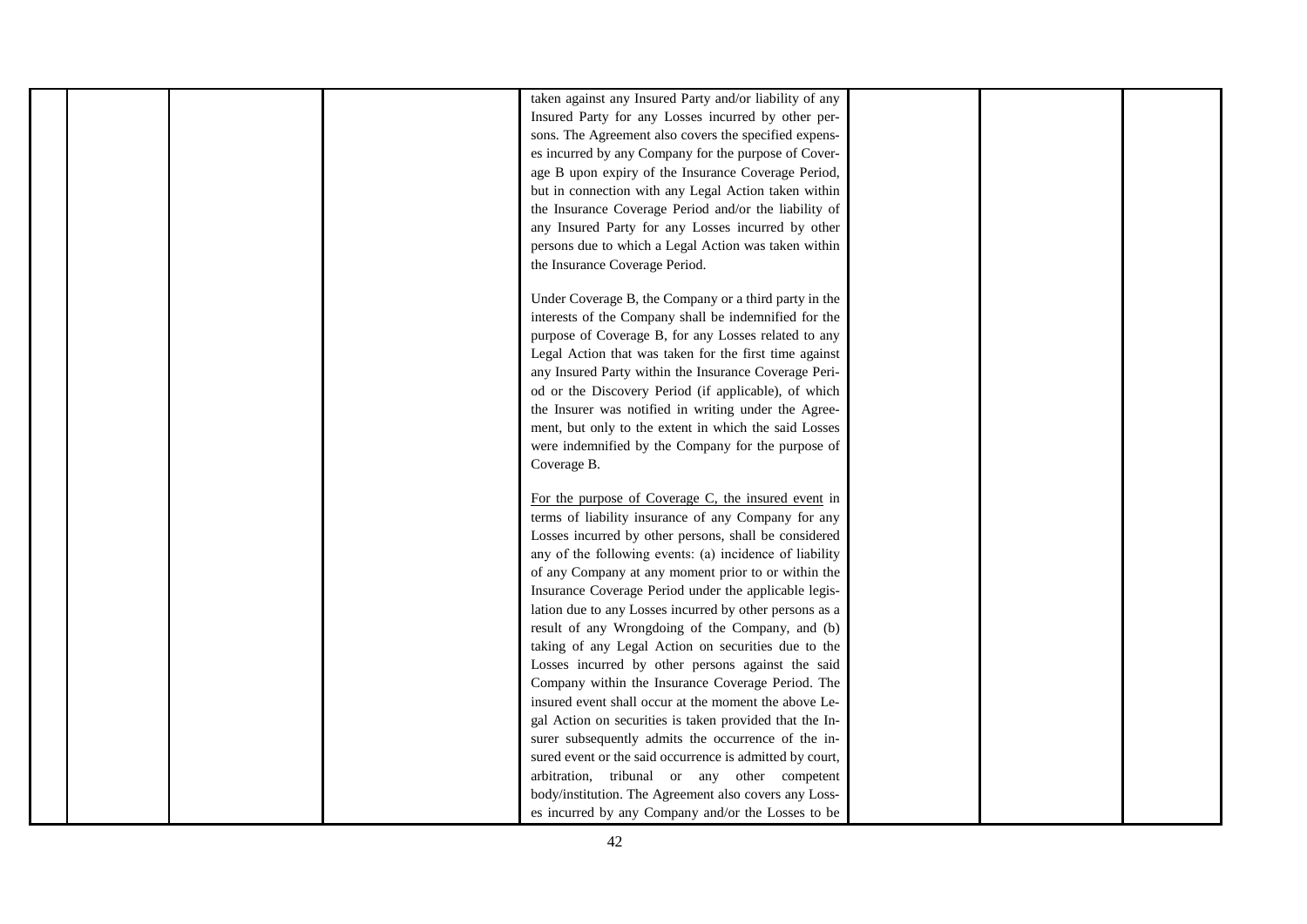| | | | | | | |
|---|---|---|---|---|---|---|
| | | | taken against any Insured Party and/or liability of any Insured Party for any Losses incurred by other persons. The Agreement also covers the specified expenses incurred by any Company for the purpose of Coverage B upon expiry of the Insurance Coverage Period, but in connection with any Legal Action taken within the Insurance Coverage Period and/or the liability of any Insured Party for any Losses incurred by other persons due to which a Legal Action was taken within the Insurance Coverage Period.<br><br>Under Coverage B, the Company or a third party in the interests of the Company shall be indemnified for the purpose of Coverage B, for any Losses related to any Legal Action that was taken for the first time against any Insured Party within the Insurance Coverage Period or the Discovery Period (if applicable), of which the Insurer was notified in writing under the Agreement, but only to the extent in which the said Losses were indemnified by the Company for the purpose of Coverage B.<br><br><u>For the purpose of Coverage C, the insured event</u> in terms of liability insurance of any Company for any Losses incurred by other persons, shall be considered any of the following events: (a) incidence of liability of any Company at any moment prior to or within the Insurance Coverage Period under the applicable legislation due to any Losses incurred by other persons as a result of any Wrongdoing of the Company, and (b) taking of any Legal Action on securities due to the Losses incurred by other persons against the said Company within the Insurance Coverage Period. The insured event shall occur at the moment the above Legal Action on securities is taken provided that the Insurer subsequently admits the occurrence of the insured event or the said occurrence is admitted by court, arbitration, tribunal or any other competent body/institution. The Agreement also covers any Losses incurred by any Company and/or the Losses to be | | | |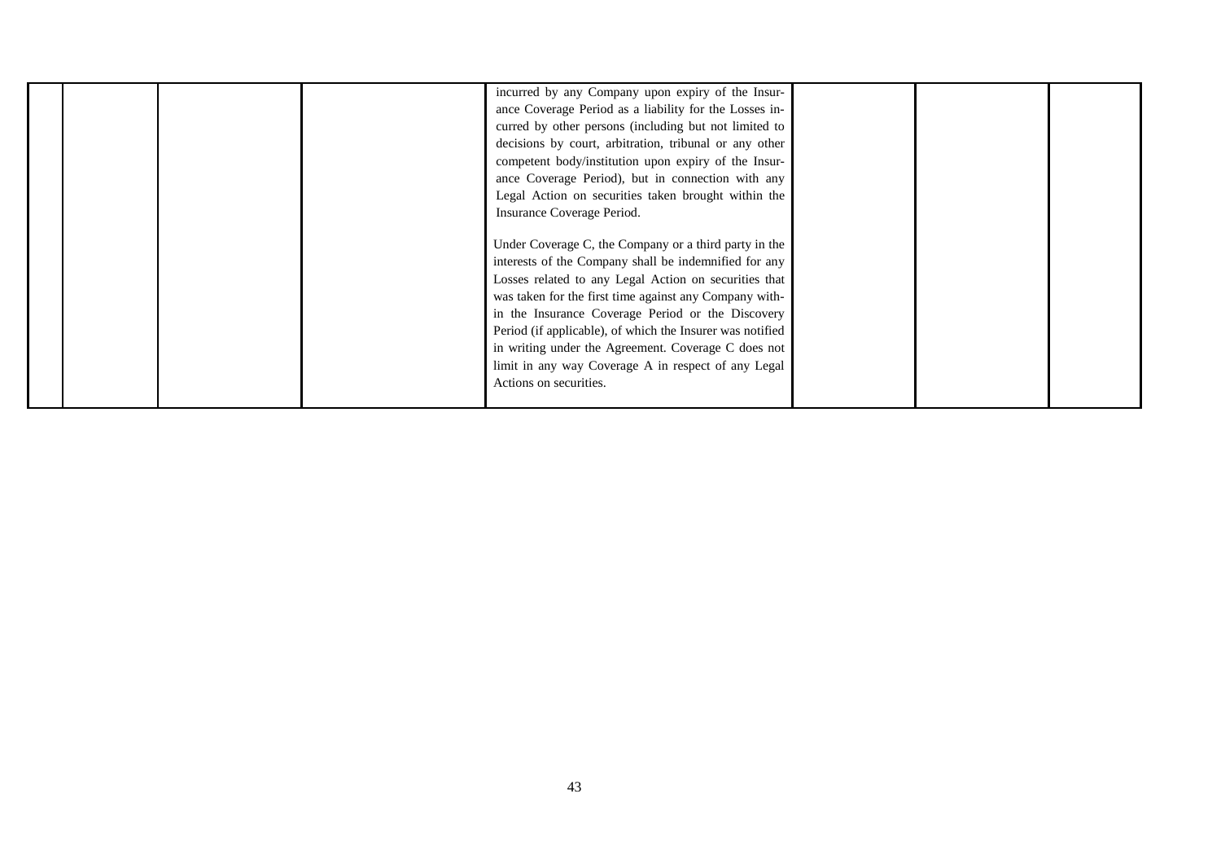| | | | | | | |
|---|---|---|---|---|---|---|
| | | | incurred by any Company upon expiry of the Insurance Coverage Period as a liability for the Losses incurred by other persons (including but not limited to decisions by court, arbitration, tribunal or any other competent body/institution upon expiry of the Insurance Coverage Period), but in connection with any Legal Action on securities taken brought within the Insurance Coverage Period.<br><br>Under Coverage C, the Company or a third party in the interests of the Company shall be indemnified for any Losses related to any Legal Action on securities that was taken for the first time against any Company within the Insurance Coverage Period or the Discovery Period (if applicable), of which the Insurer was notified in writing under the Agreement. Coverage C does not limit in any way Coverage A in respect of any Legal Actions on securities. | | | |